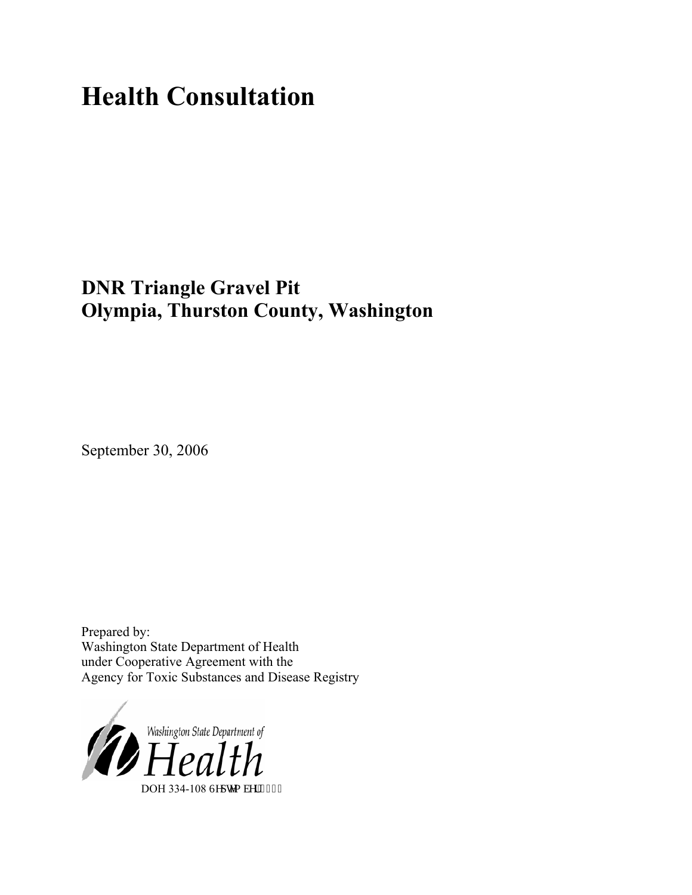# Health Consultation

**DNR Triangle Gravel Pit**
**Olympia, Thurston County, Washington**

September 30, 2006

Prepared by:
Washington State Department of Health
under Cooperative Agreement with the
Agency for Toxic Substances and Disease Registry

Washington State Department of Health

DOH 334-108 September 2006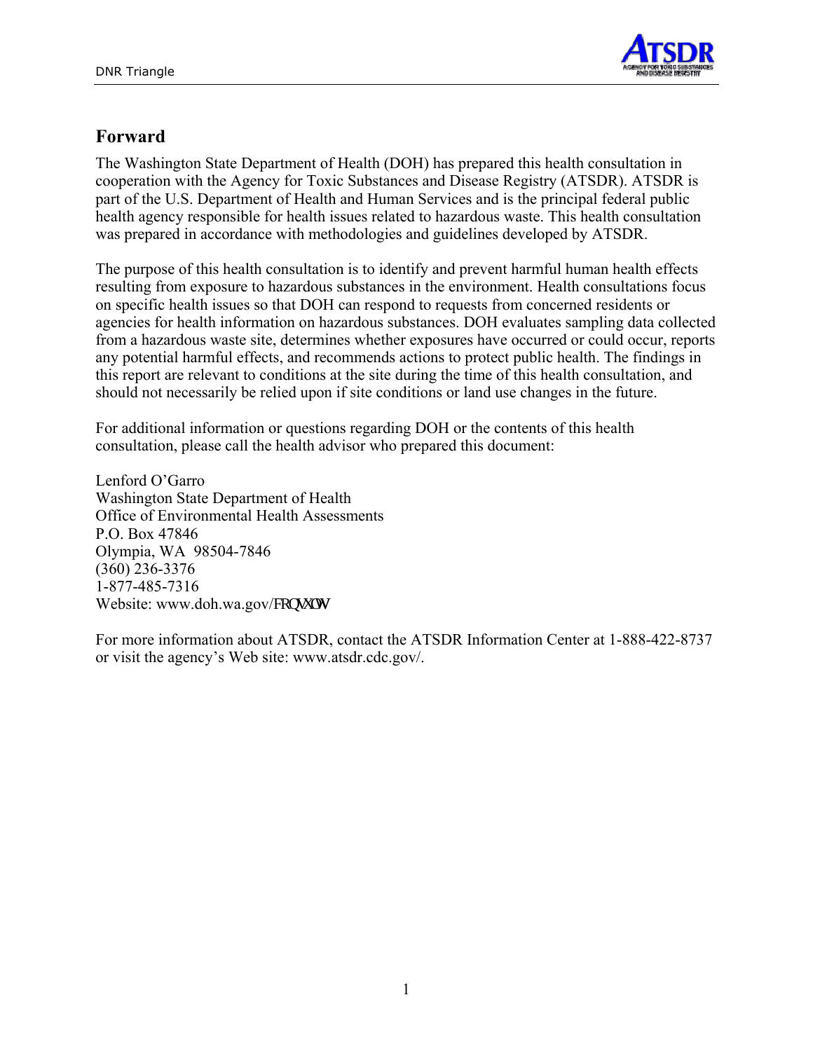## Forward

The Washington State Department of Health (DOH) has prepared this health consultation in cooperation with the Agency for Toxic Substances and Disease Registry (ATSDR). ATSDR is part of the U.S. Department of Health and Human Services and is the principal federal public health agency responsible for health issues related to hazardous waste. This health consultation was prepared in accordance with methodologies and guidelines developed by ATSDR.

The purpose of this health consultation is to identify and prevent harmful human health effects resulting from exposure to hazardous substances in the environment. Health consultations focus on specific health issues so that DOH can respond to requests from concerned residents or agencies for health information on hazardous substances. DOH evaluates sampling data collected from a hazardous waste site, determines whether exposures have occurred or could occur, reports any potential harmful effects, and recommends actions to protect public health. The findings in this report are relevant to conditions at the site during the time of this health consultation, and should not necessarily be relied upon if site conditions or land use changes in the future.

For additional information or questions regarding DOH or the contents of this health consultation, please call the health advisor who prepared this document:

Lenford O'Garro
Washington State Department of Health
Office of Environmental Health Assessments
P.O. Box 47846
Olympia, WA 98504-7846
(360) 236-3376
1-877-485-7316
Website: www.doh.wa.gov/FRQVXOW

For more information about ATSDR, contact the ATSDR Information Center at 1-888-422-8737 or visit the agency's Web site: www.atsdr.cdc.gov/.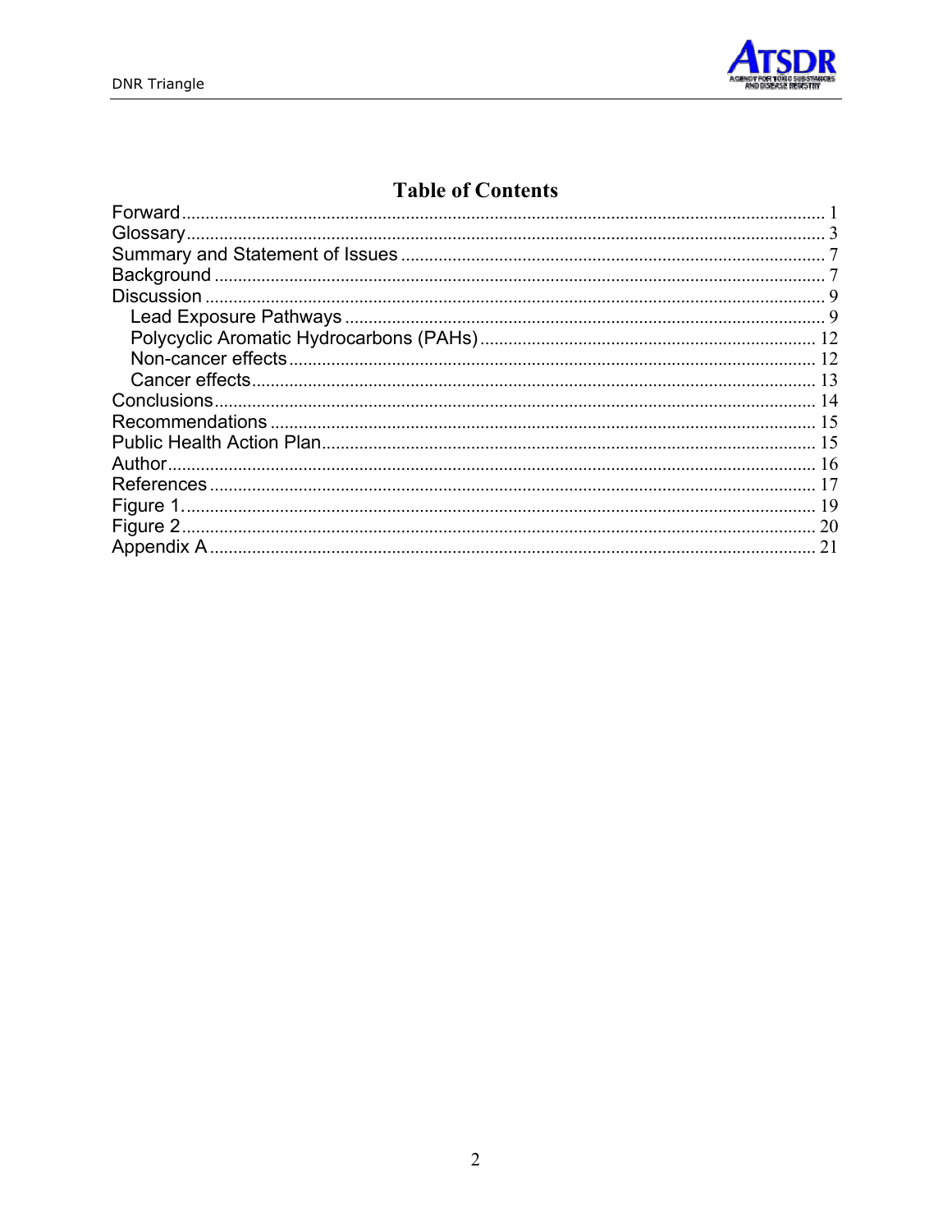# Table of Contents

Forward....... 1
Glossary....... 3
Summary and Statement of Issues ....... 7
Background ....... 7
Discussion ....... 9
- Lead Exposure Pathways ....... 9
- Polycyclic Aromatic Hydrocarbons (PAHs) ....... 12
- Non-cancer effects ....... 12
- Cancer effects....... 13

Conclusions....... 14
Recommendations ....... 15
Public Health Action Plan....... 15
Author....... 16
References ....... 17
Figure 1....... 19
Figure 2....... 20
Appendix A ....... 21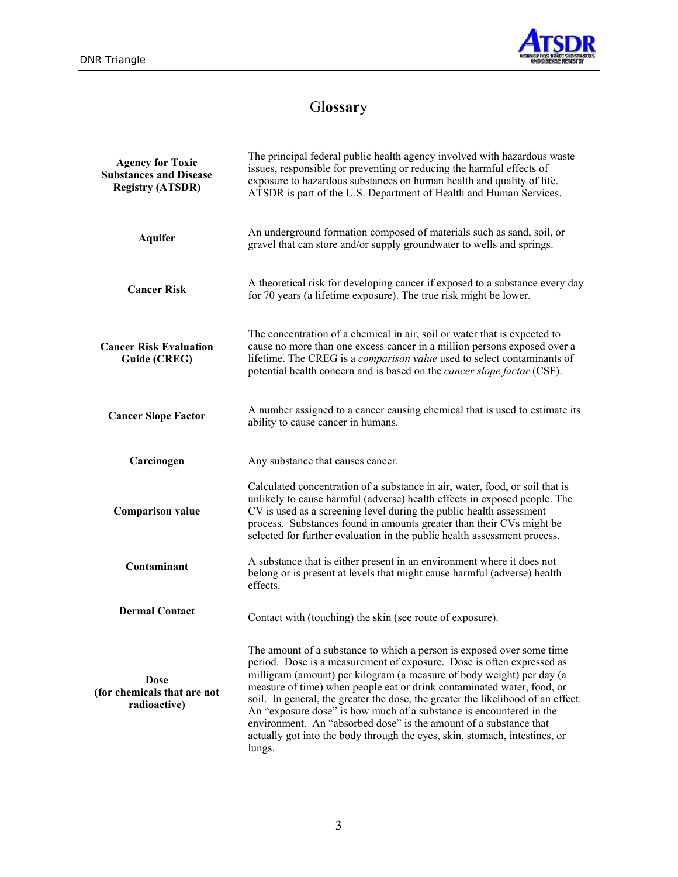# Glossary

| | |
|---|---|
| **Agency for Toxic Substances and Disease Registry (ATSDR)** | The principal federal public health agency involved with hazardous waste issues, responsible for preventing or reducing the harmful effects of exposure to hazardous substances on human health and quality of life. ATSDR is part of the U.S. Department of Health and Human Services. |
| **Aquifer** | An underground formation composed of materials such as sand, soil, or gravel that can store and/or supply groundwater to wells and springs. |
| **Cancer Risk** | A theoretical risk for developing cancer if exposed to a substance every day for 70 years (a lifetime exposure). The true risk might be lower. |
| **Cancer Risk Evaluation Guide (CREG)** | The concentration of a chemical in air, soil or water that is expected to cause no more than one excess cancer in a million persons exposed over a lifetime. The CREG is a *comparison value* used to select contaminants of potential health concern and is based on the *cancer slope factor* (CSF). |
| **Cancer Slope Factor** | A number assigned to a cancer causing chemical that is used to estimate its ability to cause cancer in humans. |
| **Carcinogen** | Any substance that causes cancer. |
| **Comparison value** | Calculated concentration of a substance in air, water, food, or soil that is unlikely to cause harmful (adverse) health effects in exposed people. The CV is used as a screening level during the public health assessment process. Substances found in amounts greater than their CVs might be selected for further evaluation in the public health assessment process. |
| **Contaminant** | A substance that is either present in an environment where it does not belong or is present at levels that might cause harmful (adverse) health effects. |
| **Dermal Contact** | Contact with (touching) the skin (see route of exposure). |
| **Dose (for chemicals that are not radioactive)** | The amount of a substance to which a person is exposed over some time period. Dose is a measurement of exposure. Dose is often expressed as milligram (amount) per kilogram (a measure of body weight) per day (a measure of time) when people eat or drink contaminated water, food, or soil. In general, the greater the dose, the greater the likelihood of an effect. An "exposure dose" is how much of a substance is encountered in the environment. An "absorbed dose" is the amount of a substance that actually got into the body through the eyes, skin, stomach, intestines, or lungs. |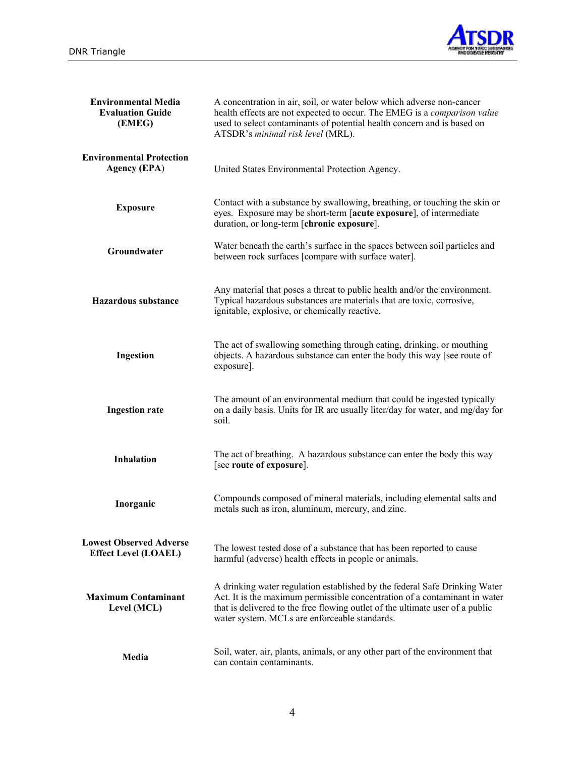| | |
|---|---|
| **Environmental Media Evaluation Guide (EMEG)** | A concentration in air, soil, or water below which adverse non-cancer health effects are not expected to occur. The EMEG is a *comparison value* used to select contaminants of potential health concern and is based on ATSDR's *minimal risk level* (MRL). |
| **Environmental Protection Agency (EPA)** | United States Environmental Protection Agency. |
| **Exposure** | Contact with a substance by swallowing, breathing, or touching the skin or eyes. Exposure may be short-term [**acute exposure**], of intermediate duration, or long-term [**chronic exposure**]. |
| **Groundwater** | Water beneath the earth's surface in the spaces between soil particles and between rock surfaces [compare with surface water]. |
| **Hazardous substance** | Any material that poses a threat to public health and/or the environment. Typical hazardous substances are materials that are toxic, corrosive, ignitable, explosive, or chemically reactive. |
| **Ingestion** | The act of swallowing something through eating, drinking, or mouthing objects. A hazardous substance can enter the body this way [see route of exposure]. |
| **Ingestion rate** | The amount of an environmental medium that could be ingested typically on a daily basis. Units for IR are usually liter/day for water, and mg/day for soil. |
| **Inhalation** | The act of breathing. A hazardous substance can enter the body this way [see **route of exposure**]. |
| **Inorganic** | Compounds composed of mineral materials, including elemental salts and metals such as iron, aluminum, mercury, and zinc. |
| **Lowest Observed Adverse Effect Level (LOAEL)** | The lowest tested dose of a substance that has been reported to cause harmful (adverse) health effects in people or animals. |
| **Maximum Contaminant Level (MCL)** | A drinking water regulation established by the federal Safe Drinking Water Act. It is the maximum permissible concentration of a contaminant in water that is delivered to the free flowing outlet of the ultimate user of a public water system. MCLs are enforceable standards. |
| **Media** | Soil, water, air, plants, animals, or any other part of the environment that can contain contaminants. |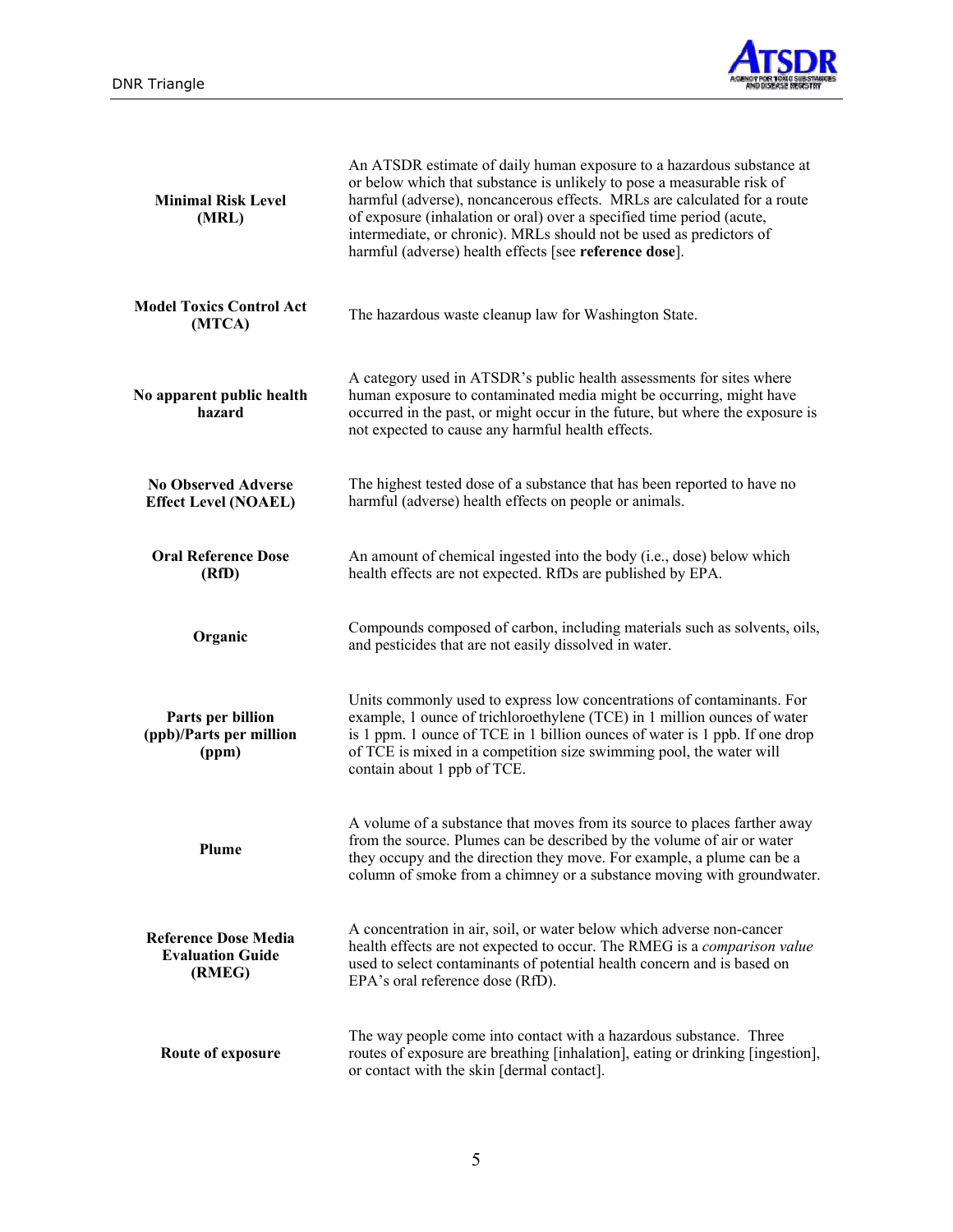| | |
|---|---|
| **Minimal Risk Level (MRL)** | An ATSDR estimate of daily human exposure to a hazardous substance at or below which that substance is unlikely to pose a measurable risk of harmful (adverse), noncancerous effects. MRLs are calculated for a route of exposure (inhalation or oral) over a specified time period (acute, intermediate, or chronic). MRLs should not be used as predictors of harmful (adverse) health effects [see **reference dose**]. |
| **Model Toxics Control Act (MTCA)** | The hazardous waste cleanup law for Washington State. |
| **No apparent public health hazard** | A category used in ATSDR's public health assessments for sites where human exposure to contaminated media might be occurring, might have occurred in the past, or might occur in the future, but where the exposure is not expected to cause any harmful health effects. |
| **No Observed Adverse Effect Level (NOAEL)** | The highest tested dose of a substance that has been reported to have no harmful (adverse) health effects on people or animals. |
| **Oral Reference Dose (RfD)** | An amount of chemical ingested into the body (i.e., dose) below which health effects are not expected. RfDs are published by EPA. |
| **Organic** | Compounds composed of carbon, including materials such as solvents, oils, and pesticides that are not easily dissolved in water. |
| **Parts per billion (ppb)/Parts per million (ppm)** | Units commonly used to express low concentrations of contaminants. For example, 1 ounce of trichloroethylene (TCE) in 1 million ounces of water is 1 ppm. 1 ounce of TCE in 1 billion ounces of water is 1 ppb. If one drop of TCE is mixed in a competition size swimming pool, the water will contain about 1 ppb of TCE. |
| **Plume** | A volume of a substance that moves from its source to places farther away from the source. Plumes can be described by the volume of air or water they occupy and the direction they move. For example, a plume can be a column of smoke from a chimney or a substance moving with groundwater. |
| **Reference Dose Media Evaluation Guide (RMEG)** | A concentration in air, soil, or water below which adverse non-cancer health effects are not expected to occur. The RMEG is a *comparison value* used to select contaminants of potential health concern and is based on EPA's oral reference dose (RfD). |
| **Route of exposure** | The way people come into contact with a hazardous substance. Three routes of exposure are breathing [inhalation], eating or drinking [ingestion], or contact with the skin [dermal contact]. |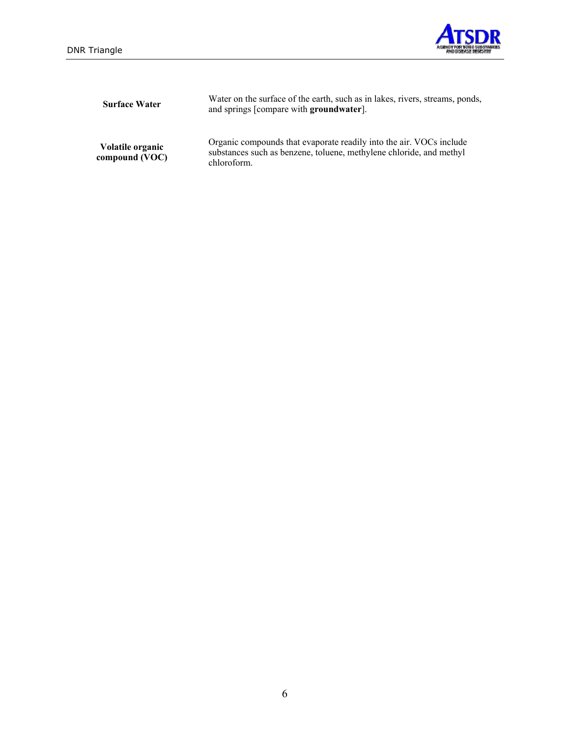| | |
|---|---|
| **Surface Water** | Water on the surface of the earth, such as in lakes, rivers, streams, ponds, and springs [compare with **groundwater**]. |
| **Volatile organic compound (VOC)** | Organic compounds that evaporate readily into the air. VOCs include substances such as benzene, toluene, methylene chloride, and methyl chloroform. |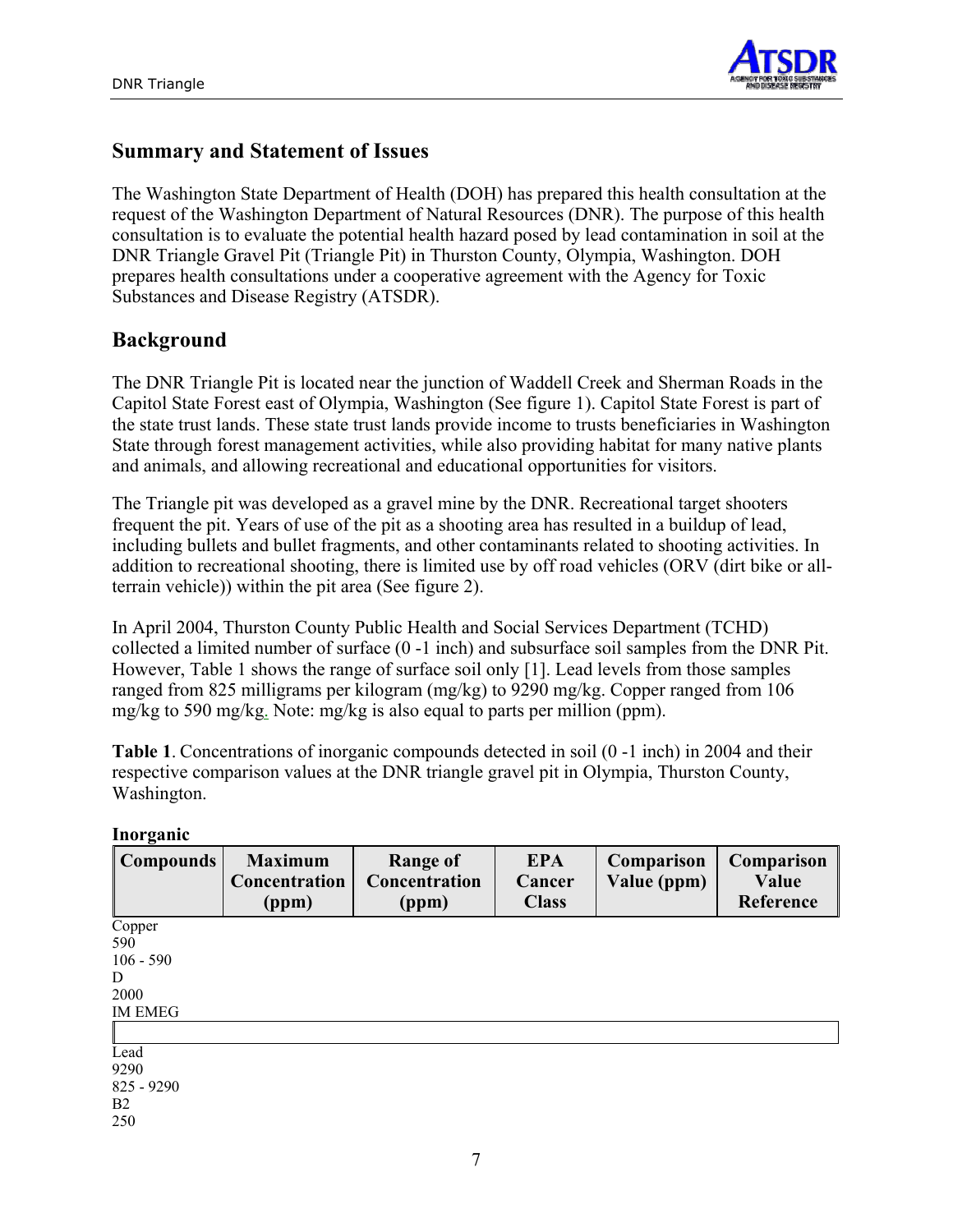## Summary and Statement of Issues

The Washington State Department of Health (DOH) has prepared this health consultation at the request of the Washington Department of Natural Resources (DNR). The purpose of this health consultation is to evaluate the potential health hazard posed by lead contamination in soil at the DNR Triangle Gravel Pit (Triangle Pit) in Thurston County, Olympia, Washington. DOH prepares health consultations under a cooperative agreement with the Agency for Toxic Substances and Disease Registry (ATSDR).

## Background

The DNR Triangle Pit is located near the junction of Waddell Creek and Sherman Roads in the Capitol State Forest east of Olympia, Washington (See figure 1). Capitol State Forest is part of the state trust lands. These state trust lands provide income to trusts beneficiaries in Washington State through forest management activities, while also providing habitat for many native plants and animals, and allowing recreational and educational opportunities for visitors.

The Triangle pit was developed as a gravel mine by the DNR. Recreational target shooters frequent the pit. Years of use of the pit as a shooting area has resulted in a buildup of lead, including bullets and bullet fragments, and other contaminants related to shooting activities. In addition to recreational shooting, there is limited use by off road vehicles (ORV (dirt bike or all-terrain vehicle)) within the pit area (See figure 2).

In April 2004, Thurston County Public Health and Social Services Department (TCHD) collected a limited number of surface (0 -1 inch) and subsurface soil samples from the DNR Pit. However, Table 1 shows the range of surface soil only [1]. Lead levels from those samples ranged from 825 milligrams per kilogram (mg/kg) to 9290 mg/kg. Copper ranged from 106 mg/kg to 590 mg/kg. Note: mg/kg is also equal to parts per million (ppm).

**Table 1**. Concentrations of inorganic compounds detected in soil (0 -1 inch) in 2004 and their respective comparison values at the DNR triangle gravel pit in Olympia, Thurston County, Washington.

**Inorganic**

| Compounds | Maximum Concentration (ppm) | Range of Concentration (ppm) | EPA Cancer Class | Comparison Value (ppm) | Comparison Value Reference |
|---|---|---|---|---|---|
| Copper | 590 | 106 - 590 | D | 2000 | IM EMEG |
| Lead | 9290 | 825 - 9290 | B2 | 250 | |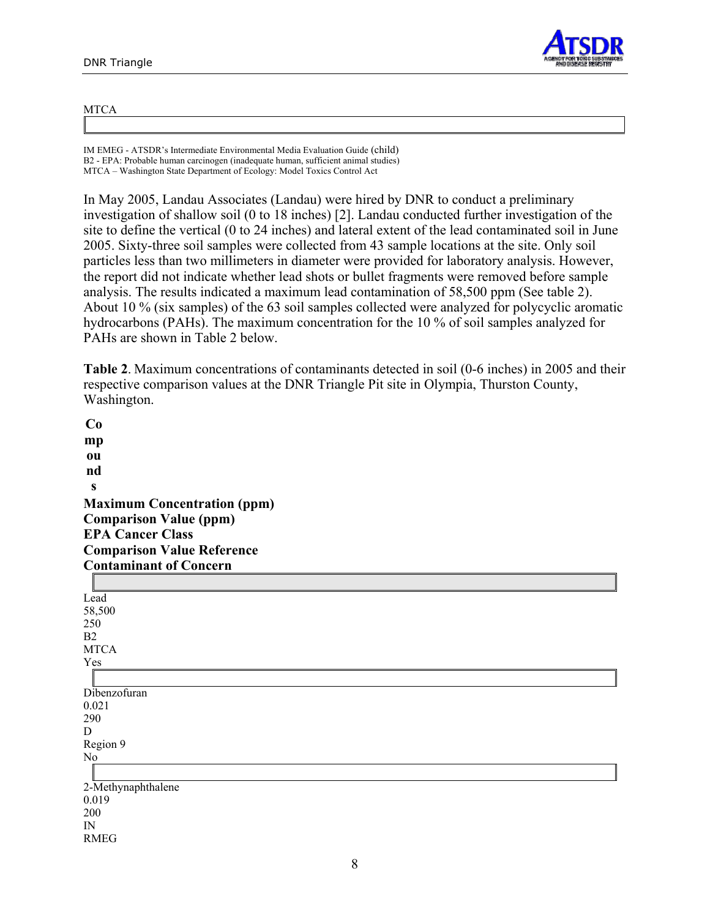MTCA

IM EMEG - ATSDR's Intermediate Environmental Media Evaluation Guide (child)
B2 - EPA: Probable human carcinogen (inadequate human, sufficient animal studies)
MTCA – Washington State Department of Ecology: Model Toxics Control Act

In May 2005, Landau Associates (Landau) were hired by DNR to conduct a preliminary investigation of shallow soil (0 to 18 inches) [2]. Landau conducted further investigation of the site to define the vertical (0 to 24 inches) and lateral extent of the lead contaminated soil in June 2005. Sixty-three soil samples were collected from 43 sample locations at the site. Only soil particles less than two millimeters in diameter were provided for laboratory analysis. However, the report did not indicate whether lead shots or bullet fragments were removed before sample analysis. The results indicated a maximum lead contamination of 58,500 ppm (See table 2). About 10 % (six samples) of the 63 soil samples collected were analyzed for polycyclic aromatic hydrocarbons (PAHs). The maximum concentration for the 10 % of soil samples analyzed for PAHs are shown in Table 2 below.

**Table 2**. Maximum concentrations of contaminants detected in soil (0-6 inches) in 2005 and their respective comparison values at the DNR Triangle Pit site in Olympia, Thurston County, Washington.

| Compounds | Maximum Concentration (ppm) | Comparison Value (ppm) | EPA Cancer Class | Comparison Value Reference | Contaminant of Concern |
|---|---|---|---|---|---|
| Lead | 58,500 | 250 | B2 | MTCA | Yes |
| Dibenzofuran | 0.021 | 290 | D | Region 9 | No |
| 2-Methynaphthalene | 0.019 | 200 | IN | RMEG | |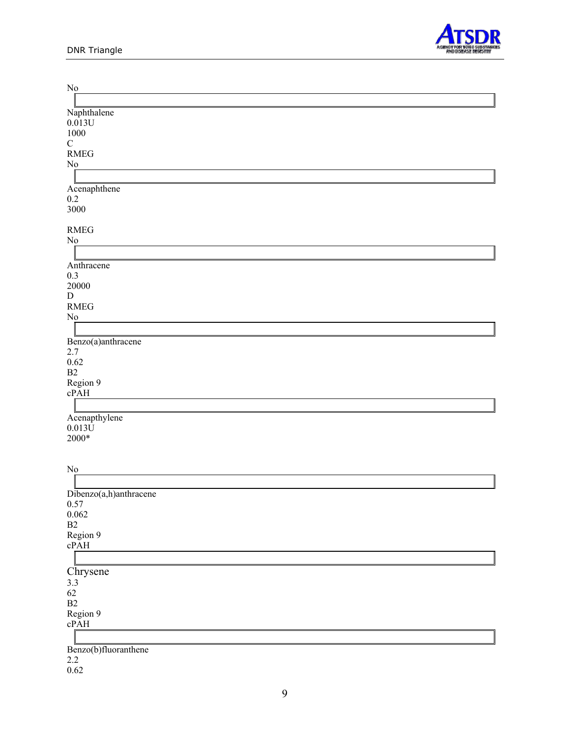No

Naphthalene
0.013U
1000
C
RMEG
No

Acenaphthene
0.2
3000

RMEG
No

Anthracene
0.3
20000
D
RMEG
No

Benzo(a)anthracene
2.7
0.62
B2
Region 9
cPAH

Acenapthylene
0.013U
2000*

No

Dibenzo(a,h)anthracene
0.57
0.062
B2
Region 9
cPAH

Chrysene
3.3
62
B2
Region 9
cPAH

Benzo(b)fluoranthene
2.2
0.62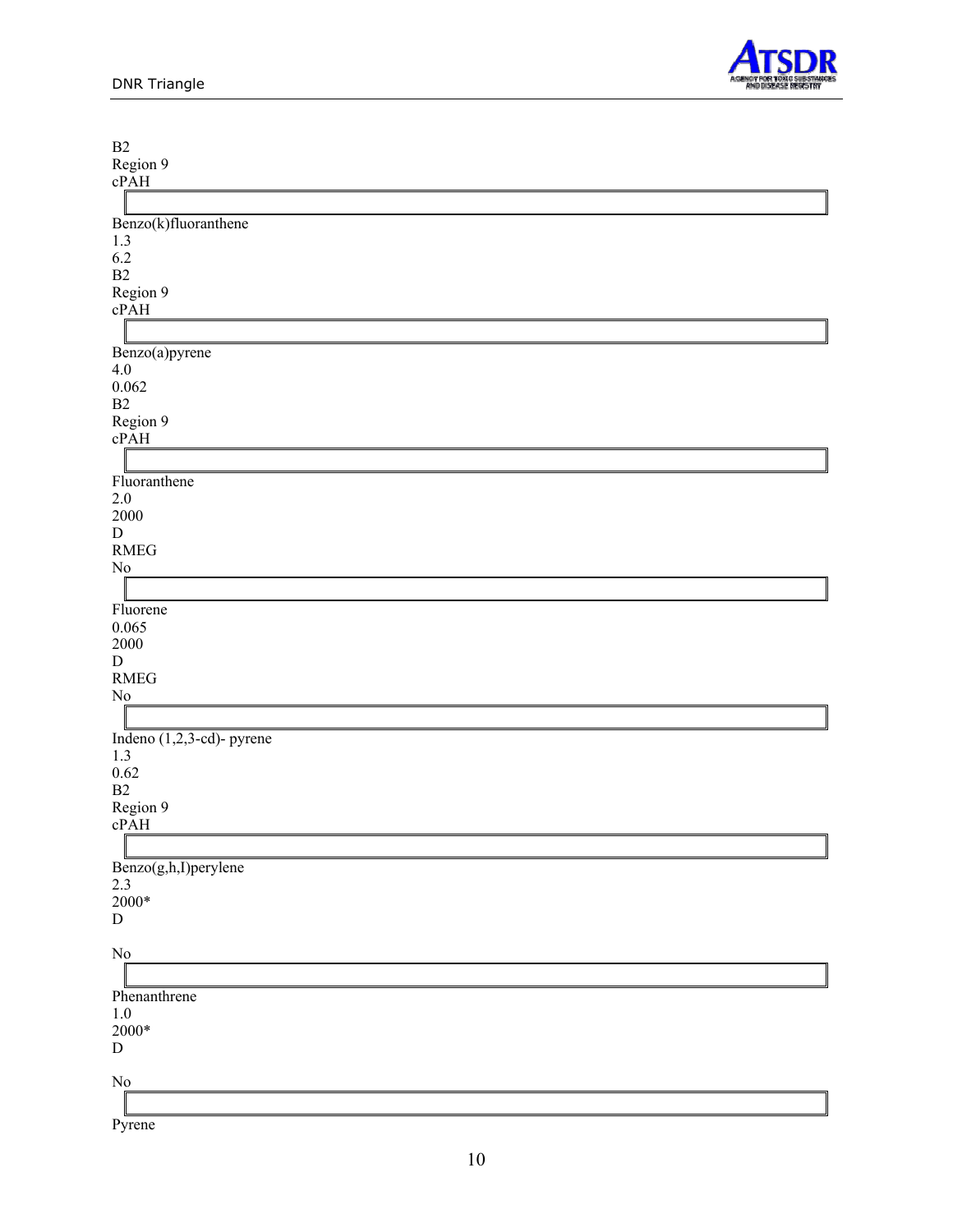B2
Region 9
cPAH

| |
|---|

Benzo(k)fluoranthene
1.3
6.2
B2
Region 9
cPAH

| |
|---|

Benzo(a)pyrene
4.0
0.062
B2
Region 9
cPAH

| |
|---|

Fluoranthene
2.0
2000
D
RMEG
No

| |
|---|

Fluorene
0.065
2000
D
RMEG
No

| |
|---|

Indeno (1,2,3-cd)- pyrene
1.3
0.62
B2
Region 9
cPAH

| |
|---|

Benzo(g,h,I)perylene
2.3
2000*
D

No

| |
|---|

Phenanthrene
1.0
2000*
D

No

| |
|---|

Pyrene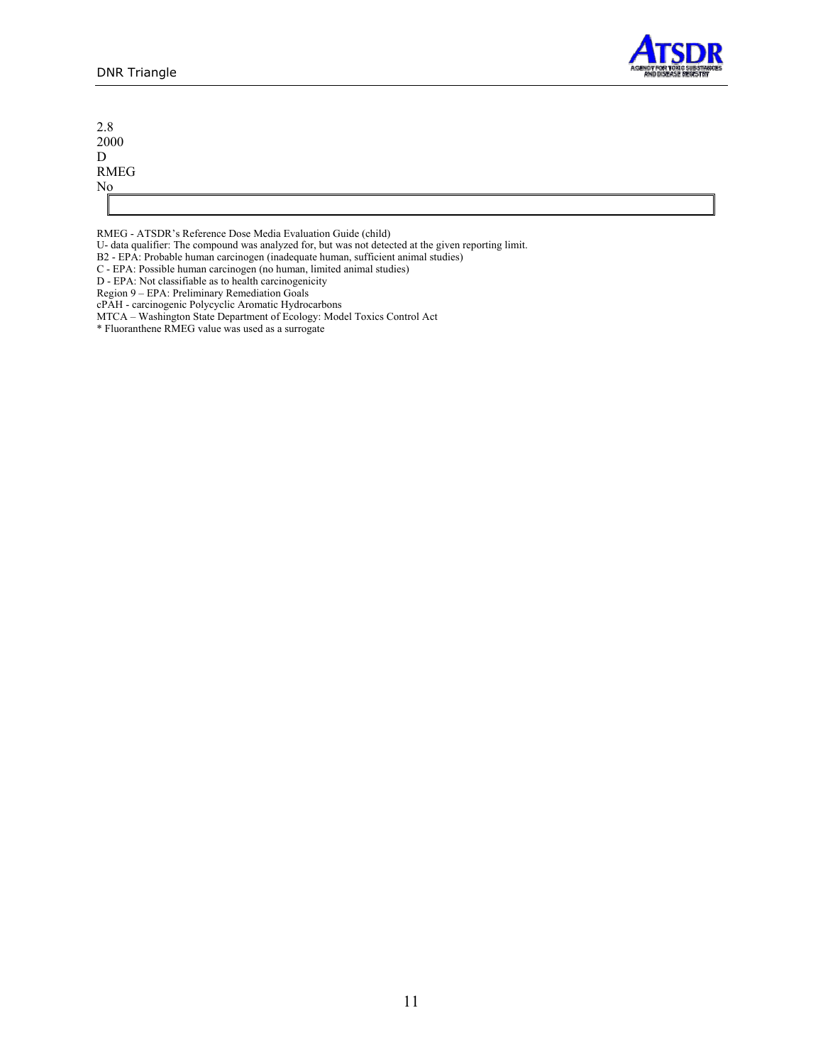2.8
2000
D
RMEG
No

RMEG - ATSDR's Reference Dose Media Evaluation Guide (child)
U- data qualifier: The compound was analyzed for, but was not detected at the given reporting limit.
B2 - EPA: Probable human carcinogen (inadequate human, sufficient animal studies)
C - EPA: Possible human carcinogen (no human, limited animal studies)
D - EPA: Not classifiable as to health carcinogenicity
Region 9 – EPA: Preliminary Remediation Goals
cPAH - carcinogenic Polycyclic Aromatic Hydrocarbons
MTCA – Washington State Department of Ecology: Model Toxics Control Act
* Fluoranthene RMEG value was used as a surrogate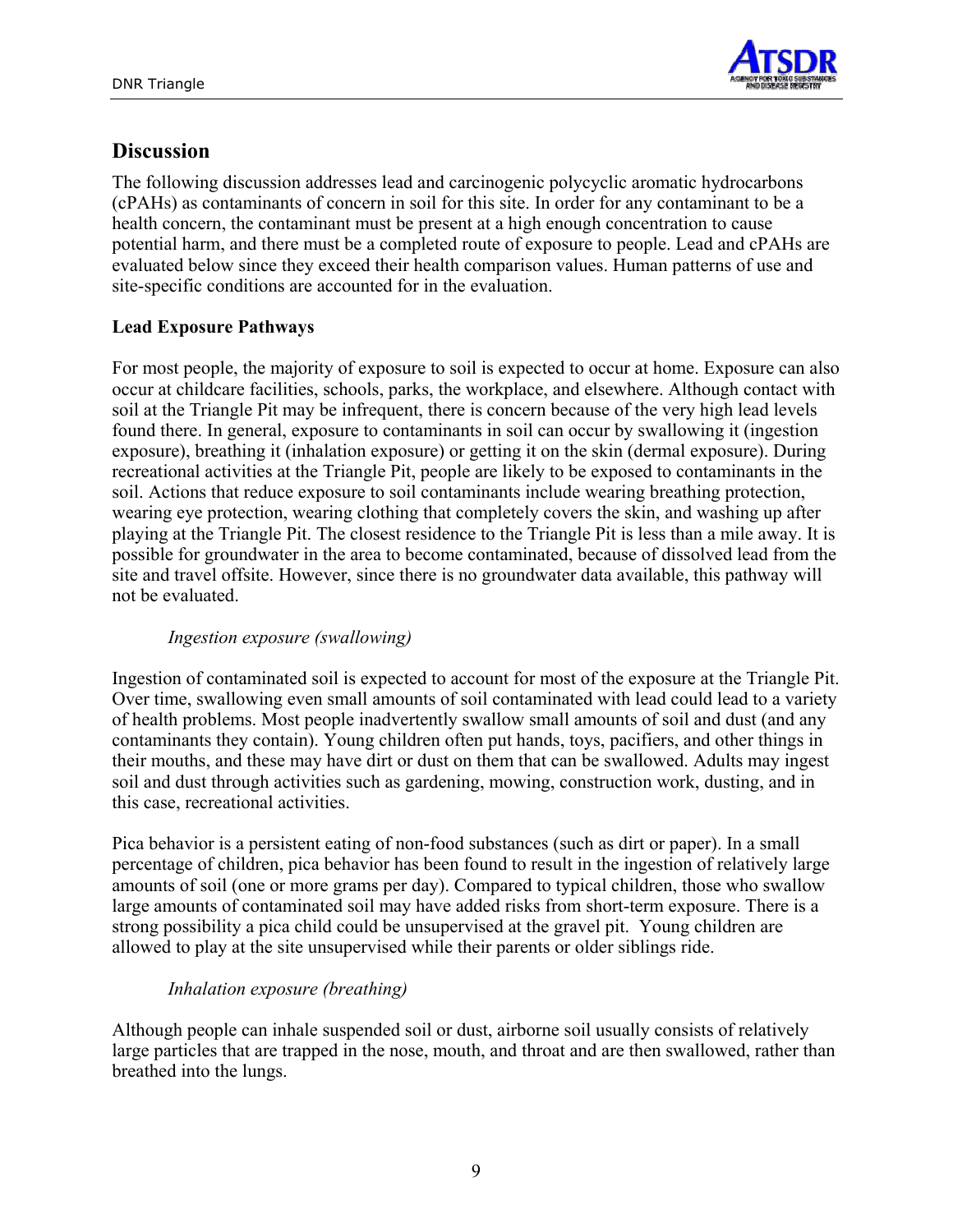## Discussion

The following discussion addresses lead and carcinogenic polycyclic aromatic hydrocarbons (cPAHs) as contaminants of concern in soil for this site. In order for any contaminant to be a health concern, the contaminant must be present at a high enough concentration to cause potential harm, and there must be a completed route of exposure to people. Lead and cPAHs are evaluated below since they exceed their health comparison values. Human patterns of use and site-specific conditions are accounted for in the evaluation.

### Lead Exposure Pathways

For most people, the majority of exposure to soil is expected to occur at home. Exposure can also occur at childcare facilities, schools, parks, the workplace, and elsewhere. Although contact with soil at the Triangle Pit may be infrequent, there is concern because of the very high lead levels found there. In general, exposure to contaminants in soil can occur by swallowing it (ingestion exposure), breathing it (inhalation exposure) or getting it on the skin (dermal exposure). During recreational activities at the Triangle Pit, people are likely to be exposed to contaminants in the soil. Actions that reduce exposure to soil contaminants include wearing breathing protection, wearing eye protection, wearing clothing that completely covers the skin, and washing up after playing at the Triangle Pit. The closest residence to the Triangle Pit is less than a mile away. It is possible for groundwater in the area to become contaminated, because of dissolved lead from the site and travel offsite. However, since there is no groundwater data available, this pathway will not be evaluated.

*Ingestion exposure (swallowing)*

Ingestion of contaminated soil is expected to account for most of the exposure at the Triangle Pit. Over time, swallowing even small amounts of soil contaminated with lead could lead to a variety of health problems. Most people inadvertently swallow small amounts of soil and dust (and any contaminants they contain). Young children often put hands, toys, pacifiers, and other things in their mouths, and these may have dirt or dust on them that can be swallowed. Adults may ingest soil and dust through activities such as gardening, mowing, construction work, dusting, and in this case, recreational activities.

Pica behavior is a persistent eating of non-food substances (such as dirt or paper). In a small percentage of children, pica behavior has been found to result in the ingestion of relatively large amounts of soil (one or more grams per day). Compared to typical children, those who swallow large amounts of contaminated soil may have added risks from short-term exposure. There is a strong possibility a pica child could be unsupervised at the gravel pit. Young children are allowed to play at the site unsupervised while their parents or older siblings ride.

*Inhalation exposure (breathing)*

Although people can inhale suspended soil or dust, airborne soil usually consists of relatively large particles that are trapped in the nose, mouth, and throat and are then swallowed, rather than breathed into the lungs.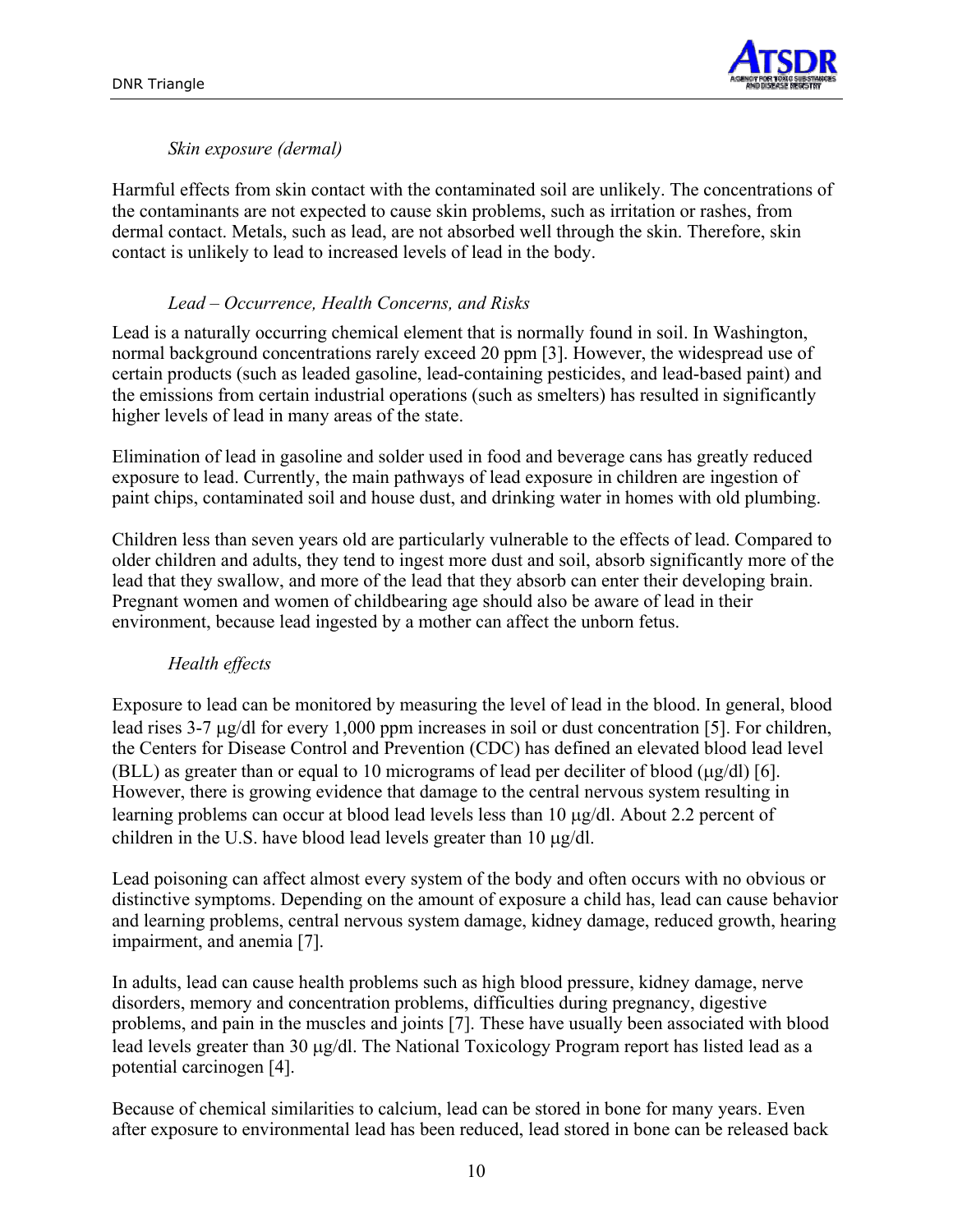*Skin exposure (dermal)*

Harmful effects from skin contact with the contaminated soil are unlikely. The concentrations of the contaminants are not expected to cause skin problems, such as irritation or rashes, from dermal contact. Metals, such as lead, are not absorbed well through the skin. Therefore, skin contact is unlikely to lead to increased levels of lead in the body.

*Lead – Occurrence, Health Concerns, and Risks*

Lead is a naturally occurring chemical element that is normally found in soil. In Washington, normal background concentrations rarely exceed 20 ppm [3]. However, the widespread use of certain products (such as leaded gasoline, lead-containing pesticides, and lead-based paint) and the emissions from certain industrial operations (such as smelters) has resulted in significantly higher levels of lead in many areas of the state.

Elimination of lead in gasoline and solder used in food and beverage cans has greatly reduced exposure to lead. Currently, the main pathways of lead exposure in children are ingestion of paint chips, contaminated soil and house dust, and drinking water in homes with old plumbing.

Children less than seven years old are particularly vulnerable to the effects of lead. Compared to older children and adults, they tend to ingest more dust and soil, absorb significantly more of the lead that they swallow, and more of the lead that they absorb can enter their developing brain. Pregnant women and women of childbearing age should also be aware of lead in their environment, because lead ingested by a mother can affect the unborn fetus.

*Health effects*

Exposure to lead can be monitored by measuring the level of lead in the blood. In general, blood lead rises 3-7 μg/dl for every 1,000 ppm increases in soil or dust concentration [5]. For children, the Centers for Disease Control and Prevention (CDC) has defined an elevated blood lead level (BLL) as greater than or equal to 10 micrograms of lead per deciliter of blood (μg/dl) [6]. However, there is growing evidence that damage to the central nervous system resulting in learning problems can occur at blood lead levels less than 10 μg/dl. About 2.2 percent of children in the U.S. have blood lead levels greater than 10 μg/dl.

Lead poisoning can affect almost every system of the body and often occurs with no obvious or distinctive symptoms. Depending on the amount of exposure a child has, lead can cause behavior and learning problems, central nervous system damage, kidney damage, reduced growth, hearing impairment, and anemia [7].

In adults, lead can cause health problems such as high blood pressure, kidney damage, nerve disorders, memory and concentration problems, difficulties during pregnancy, digestive problems, and pain in the muscles and joints [7]. These have usually been associated with blood lead levels greater than 30 μg/dl. The National Toxicology Program report has listed lead as a potential carcinogen [4].

Because of chemical similarities to calcium, lead can be stored in bone for many years. Even after exposure to environmental lead has been reduced, lead stored in bone can be released back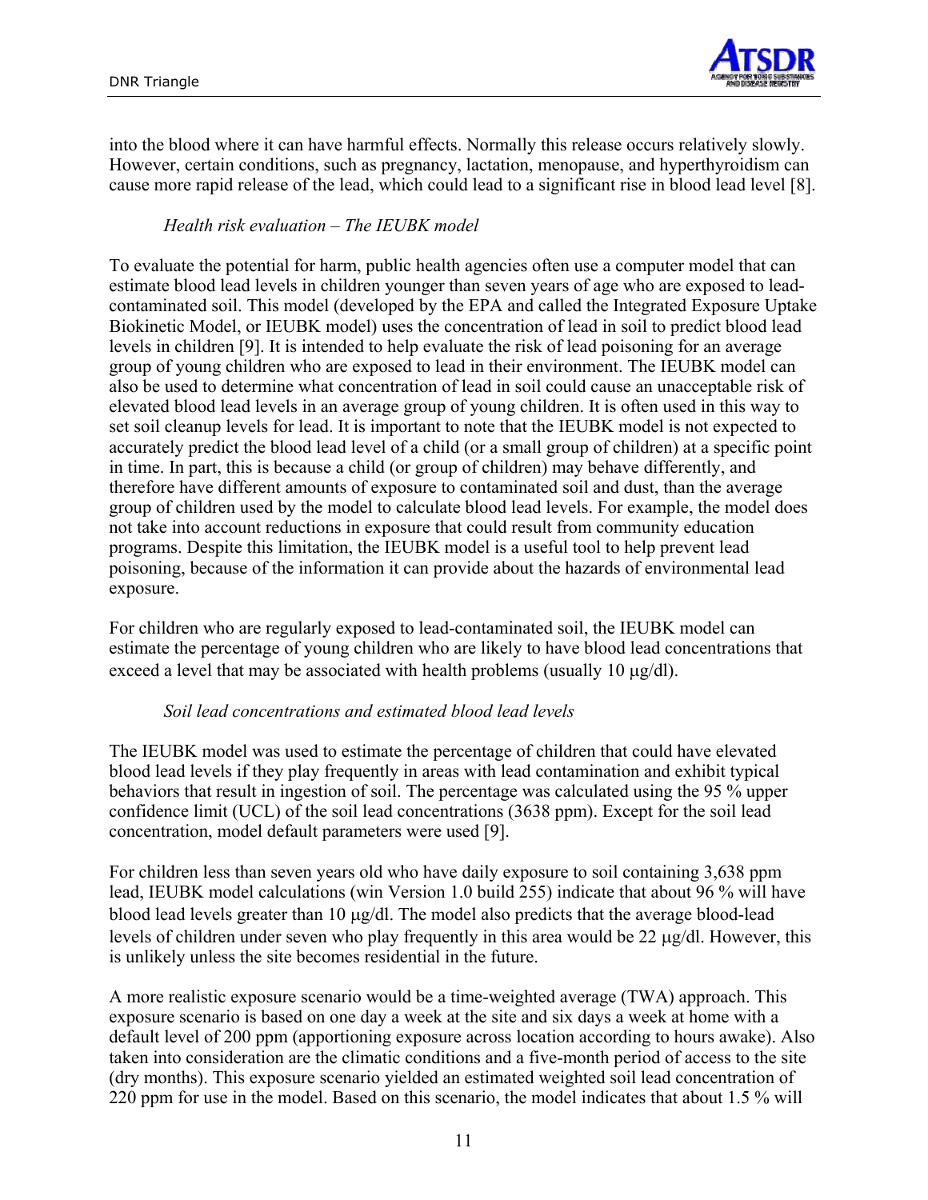into the blood where it can have harmful effects. Normally this release occurs relatively slowly. However, certain conditions, such as pregnancy, lactation, menopause, and hyperthyroidism can cause more rapid release of the lead, which could lead to a significant rise in blood lead level [8].

*Health risk evaluation – The IEUBK model*

To evaluate the potential for harm, public health agencies often use a computer model that can estimate blood lead levels in children younger than seven years of age who are exposed to lead-contaminated soil. This model (developed by the EPA and called the Integrated Exposure Uptake Biokinetic Model, or IEUBK model) uses the concentration of lead in soil to predict blood lead levels in children [9]. It is intended to help evaluate the risk of lead poisoning for an average group of young children who are exposed to lead in their environment. The IEUBK model can also be used to determine what concentration of lead in soil could cause an unacceptable risk of elevated blood lead levels in an average group of young children. It is often used in this way to set soil cleanup levels for lead. It is important to note that the IEUBK model is not expected to accurately predict the blood lead level of a child (or a small group of children) at a specific point in time. In part, this is because a child (or group of children) may behave differently, and therefore have different amounts of exposure to contaminated soil and dust, than the average group of children used by the model to calculate blood lead levels. For example, the model does not take into account reductions in exposure that could result from community education programs. Despite this limitation, the IEUBK model is a useful tool to help prevent lead poisoning, because of the information it can provide about the hazards of environmental lead exposure.

For children who are regularly exposed to lead-contaminated soil, the IEUBK model can estimate the percentage of young children who are likely to have blood lead concentrations that exceed a level that may be associated with health problems (usually 10 μg/dl).

*Soil lead concentrations and estimated blood lead levels*

The IEUBK model was used to estimate the percentage of children that could have elevated blood lead levels if they play frequently in areas with lead contamination and exhibit typical behaviors that result in ingestion of soil. The percentage was calculated using the 95 % upper confidence limit (UCL) of the soil lead concentrations (3638 ppm). Except for the soil lead concentration, model default parameters were used [9].

For children less than seven years old who have daily exposure to soil containing 3,638 ppm lead, IEUBK model calculations (win Version 1.0 build 255) indicate that about 96 % will have blood lead levels greater than 10 μg/dl. The model also predicts that the average blood-lead levels of children under seven who play frequently in this area would be 22 μg/dl. However, this is unlikely unless the site becomes residential in the future.

A more realistic exposure scenario would be a time-weighted average (TWA) approach. This exposure scenario is based on one day a week at the site and six days a week at home with a default level of 200 ppm (apportioning exposure across location according to hours awake). Also taken into consideration are the climatic conditions and a five-month period of access to the site (dry months). This exposure scenario yielded an estimated weighted soil lead concentration of 220 ppm for use in the model. Based on this scenario, the model indicates that about 1.5 % will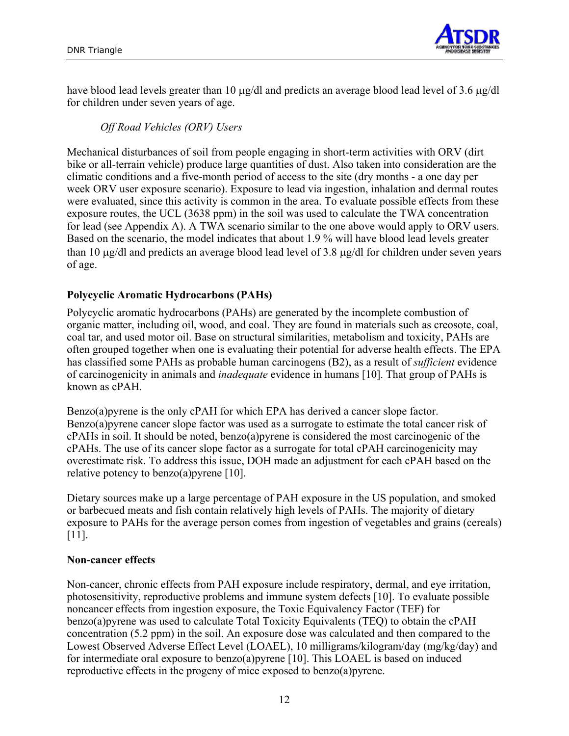have blood lead levels greater than 10 μg/dl and predicts an average blood lead level of 3.6 μg/dl for children under seven years of age.

*Off Road Vehicles (ORV) Users*

Mechanical disturbances of soil from people engaging in short-term activities with ORV (dirt bike or all-terrain vehicle) produce large quantities of dust. Also taken into consideration are the climatic conditions and a five-month period of access to the site (dry months - a one day per week ORV user exposure scenario). Exposure to lead via ingestion, inhalation and dermal routes were evaluated, since this activity is common in the area. To evaluate possible effects from these exposure routes, the UCL (3638 ppm) in the soil was used to calculate the TWA concentration for lead (see Appendix A). A TWA scenario similar to the one above would apply to ORV users. Based on the scenario, the model indicates that about 1.9 % will have blood lead levels greater than 10 μg/dl and predicts an average blood lead level of 3.8 μg/dl for children under seven years of age.

**Polycyclic Aromatic Hydrocarbons (PAHs)**

Polycyclic aromatic hydrocarbons (PAHs) are generated by the incomplete combustion of organic matter, including oil, wood, and coal. They are found in materials such as creosote, coal, coal tar, and used motor oil. Base on structural similarities, metabolism and toxicity, PAHs are often grouped together when one is evaluating their potential for adverse health effects. The EPA has classified some PAHs as probable human carcinogens (B2), as a result of *sufficient* evidence of carcinogenicity in animals and *inadequate* evidence in humans [10]. That group of PAHs is known as cPAH.

Benzo(a)pyrene is the only cPAH for which EPA has derived a cancer slope factor. Benzo(a)pyrene cancer slope factor was used as a surrogate to estimate the total cancer risk of cPAHs in soil. It should be noted, benzo(a)pyrene is considered the most carcinogenic of the cPAHs. The use of its cancer slope factor as a surrogate for total cPAH carcinogenicity may overestimate risk. To address this issue, DOH made an adjustment for each cPAH based on the relative potency to benzo(a)pyrene [10].

Dietary sources make up a large percentage of PAH exposure in the US population, and smoked or barbecued meats and fish contain relatively high levels of PAHs. The majority of dietary exposure to PAHs for the average person comes from ingestion of vegetables and grains (cereals) [11].

**Non-cancer effects**

Non-cancer, chronic effects from PAH exposure include respiratory, dermal, and eye irritation, photosensitivity, reproductive problems and immune system defects [10]. To evaluate possible noncancer effects from ingestion exposure, the Toxic Equivalency Factor (TEF) for benzo(a)pyrene was used to calculate Total Toxicity Equivalents (TEQ) to obtain the cPAH concentration (5.2 ppm) in the soil. An exposure dose was calculated and then compared to the Lowest Observed Adverse Effect Level (LOAEL), 10 milligrams/kilogram/day (mg/kg/day) and for intermediate oral exposure to benzo(a)pyrene [10]. This LOAEL is based on induced reproductive effects in the progeny of mice exposed to benzo(a)pyrene.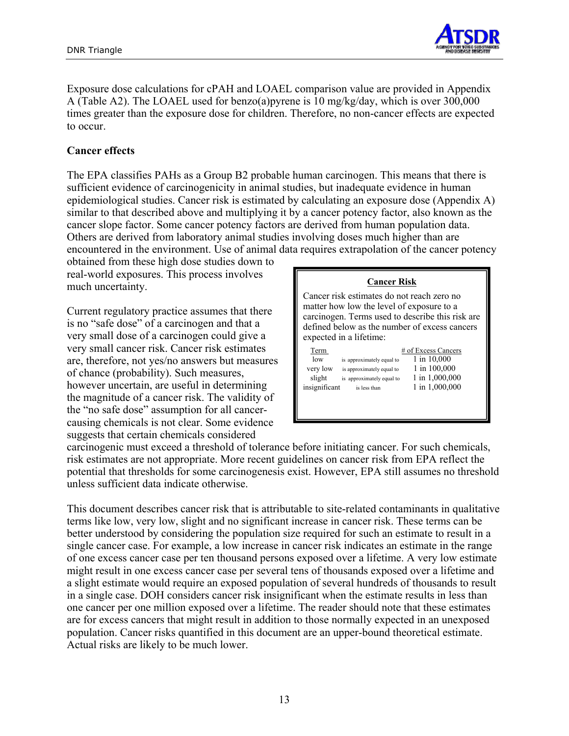Exposure dose calculations for cPAH and LOAEL comparison value are provided in Appendix A (Table A2). The LOAEL used for benzo(a)pyrene is 10 mg/kg/day, which is over 300,000 times greater than the exposure dose for children. Therefore, no non-cancer effects are expected to occur.

**Cancer effects**

The EPA classifies PAHs as a Group B2 probable human carcinogen. This means that there is sufficient evidence of carcinogenicity in animal studies, but inadequate evidence in human epidemiological studies. Cancer risk is estimated by calculating an exposure dose (Appendix A) similar to that described above and multiplying it by a cancer potency factor, also known as the cancer slope factor. Some cancer potency factors are derived from human population data. Others are derived from laboratory animal studies involving doses much higher than are encountered in the environment. Use of animal data requires extrapolation of the cancer potency obtained from these high dose studies down to real-world exposures. This process involves much uncertainty.

Current regulatory practice assumes that there is no "safe dose" of a carcinogen and that a very small dose of a carcinogen could give a very small cancer risk. Cancer risk estimates are, therefore, not yes/no answers but measures of chance (probability). Such measures, however uncertain, are useful in determining the magnitude of a cancer risk. The validity of the "no safe dose" assumption for all cancer-causing chemicals is not clear. Some evidence suggests that certain chemicals considered carcinogenic must exceed a threshold of tolerance before initiating cancer. For such chemicals, risk estimates are not appropriate. More recent guidelines on cancer risk from EPA reflect the potential that thresholds for some carcinogenesis exist. However, EPA still assumes no threshold unless sufficient data indicate otherwise.

> **Cancer Risk**
>
> Cancer risk estimates do not reach zero no matter how low the level of exposure to a carcinogen. Terms used to describe this risk are defined below as the number of excess cancers expected in a lifetime:
>
> | Term | | # of Excess Cancers |
> |---|---|---|
> | low | is approximately equal to | 1 in 10,000 |
> | very low | is approximately equal to | 1 in 100,000 |
> | slight | is approximately equal to | 1 in 1,000,000 |
> | insignificant | is less than | 1 in 1,000,000 |

This document describes cancer risk that is attributable to site-related contaminants in qualitative terms like low, very low, slight and no significant increase in cancer risk. These terms can be better understood by considering the population size required for such an estimate to result in a single cancer case. For example, a low increase in cancer risk indicates an estimate in the range of one excess cancer case per ten thousand persons exposed over a lifetime. A very low estimate might result in one excess cancer case per several tens of thousands exposed over a lifetime and a slight estimate would require an exposed population of several hundreds of thousands to result in a single case. DOH considers cancer risk insignificant when the estimate results in less than one cancer per one million exposed over a lifetime. The reader should note that these estimates are for excess cancers that might result in addition to those normally expected in an unexposed population. Cancer risks quantified in this document are an upper-bound theoretical estimate. Actual risks are likely to be much lower.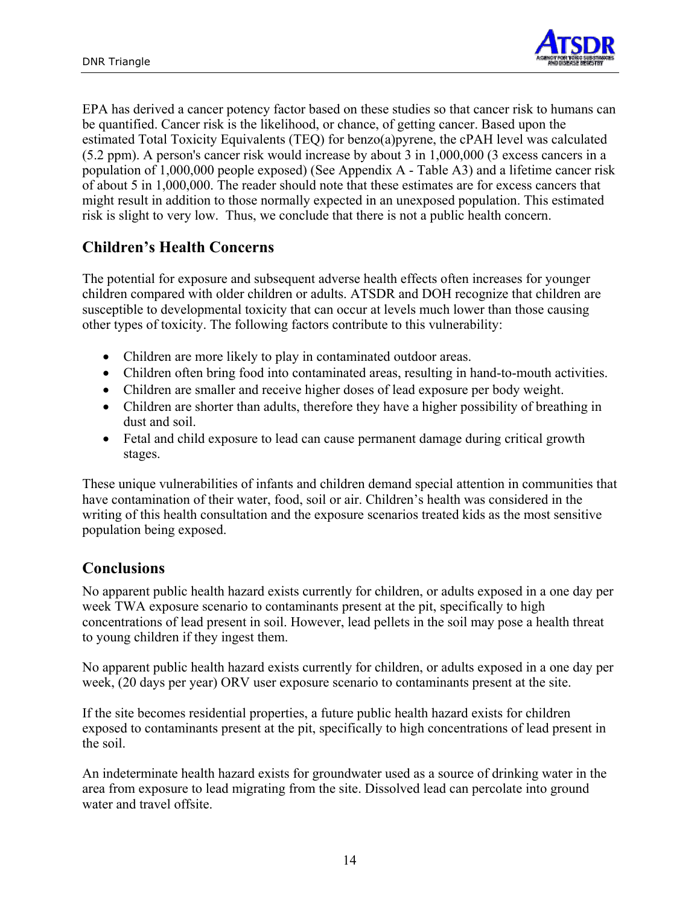EPA has derived a cancer potency factor based on these studies so that cancer risk to humans can be quantified. Cancer risk is the likelihood, or chance, of getting cancer. Based upon the estimated Total Toxicity Equivalents (TEQ) for benzo(a)pyrene, the cPAH level was calculated (5.2 ppm). A person's cancer risk would increase by about 3 in 1,000,000 (3 excess cancers in a population of 1,000,000 people exposed) (See Appendix A - Table A3) and a lifetime cancer risk of about 5 in 1,000,000. The reader should note that these estimates are for excess cancers that might result in addition to those normally expected in an unexposed population. This estimated risk is slight to very low. Thus, we conclude that there is not a public health concern.

## Children's Health Concerns

The potential for exposure and subsequent adverse health effects often increases for younger children compared with older children or adults. ATSDR and DOH recognize that children are susceptible to developmental toxicity that can occur at levels much lower than those causing other types of toxicity. The following factors contribute to this vulnerability:

- Children are more likely to play in contaminated outdoor areas.
- Children often bring food into contaminated areas, resulting in hand-to-mouth activities.
- Children are smaller and receive higher doses of lead exposure per body weight.
- Children are shorter than adults, therefore they have a higher possibility of breathing in dust and soil.
- Fetal and child exposure to lead can cause permanent damage during critical growth stages.

These unique vulnerabilities of infants and children demand special attention in communities that have contamination of their water, food, soil or air. Children's health was considered in the writing of this health consultation and the exposure scenarios treated kids as the most sensitive population being exposed.

## Conclusions

No apparent public health hazard exists currently for children, or adults exposed in a one day per week TWA exposure scenario to contaminants present at the pit, specifically to high concentrations of lead present in soil. However, lead pellets in the soil may pose a health threat to young children if they ingest them.

No apparent public health hazard exists currently for children, or adults exposed in a one day per week, (20 days per year) ORV user exposure scenario to contaminants present at the site.

If the site becomes residential properties, a future public health hazard exists for children exposed to contaminants present at the pit, specifically to high concentrations of lead present in the soil.

An indeterminate health hazard exists for groundwater used as a source of drinking water in the area from exposure to lead migrating from the site. Dissolved lead can percolate into ground water and travel offsite.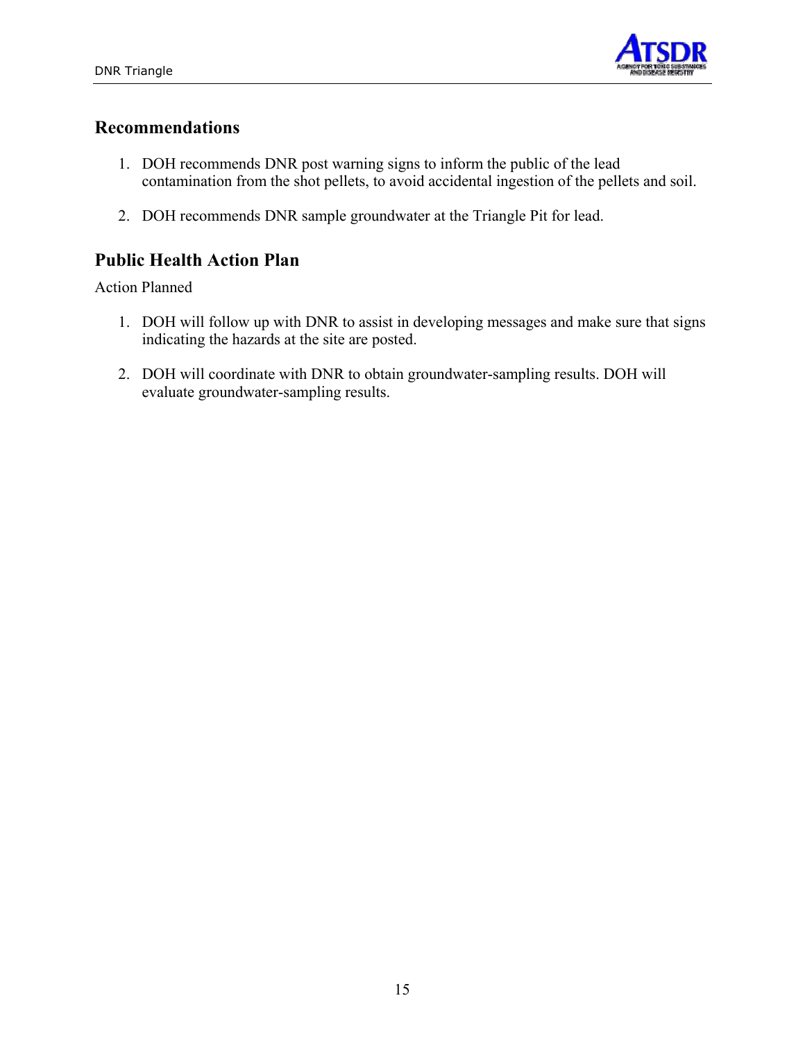## Recommendations

1. DOH recommends DNR post warning signs to inform the public of the lead contamination from the shot pellets, to avoid accidental ingestion of the pellets and soil.

2. DOH recommends DNR sample groundwater at the Triangle Pit for lead.

## Public Health Action Plan

Action Planned

1. DOH will follow up with DNR to assist in developing messages and make sure that signs indicating the hazards at the site are posted.

2. DOH will coordinate with DNR to obtain groundwater-sampling results. DOH will evaluate groundwater-sampling results.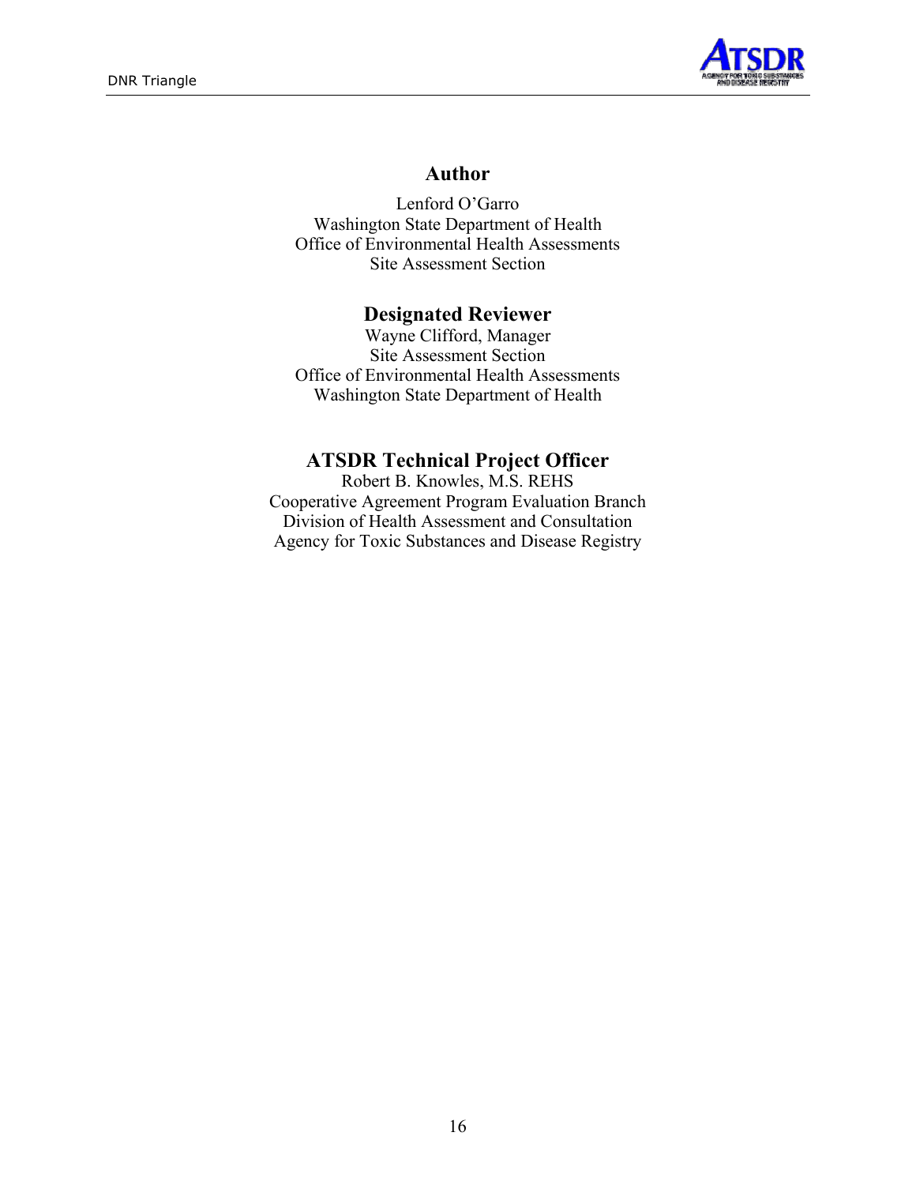## Author

Lenford O'Garro
Washington State Department of Health
Office of Environmental Health Assessments
Site Assessment Section

## Designated Reviewer

Wayne Clifford, Manager
Site Assessment Section
Office of Environmental Health Assessments
Washington State Department of Health

## ATSDR Technical Project Officer

Robert B. Knowles, M.S. REHS
Cooperative Agreement Program Evaluation Branch
Division of Health Assessment and Consultation
Agency for Toxic Substances and Disease Registry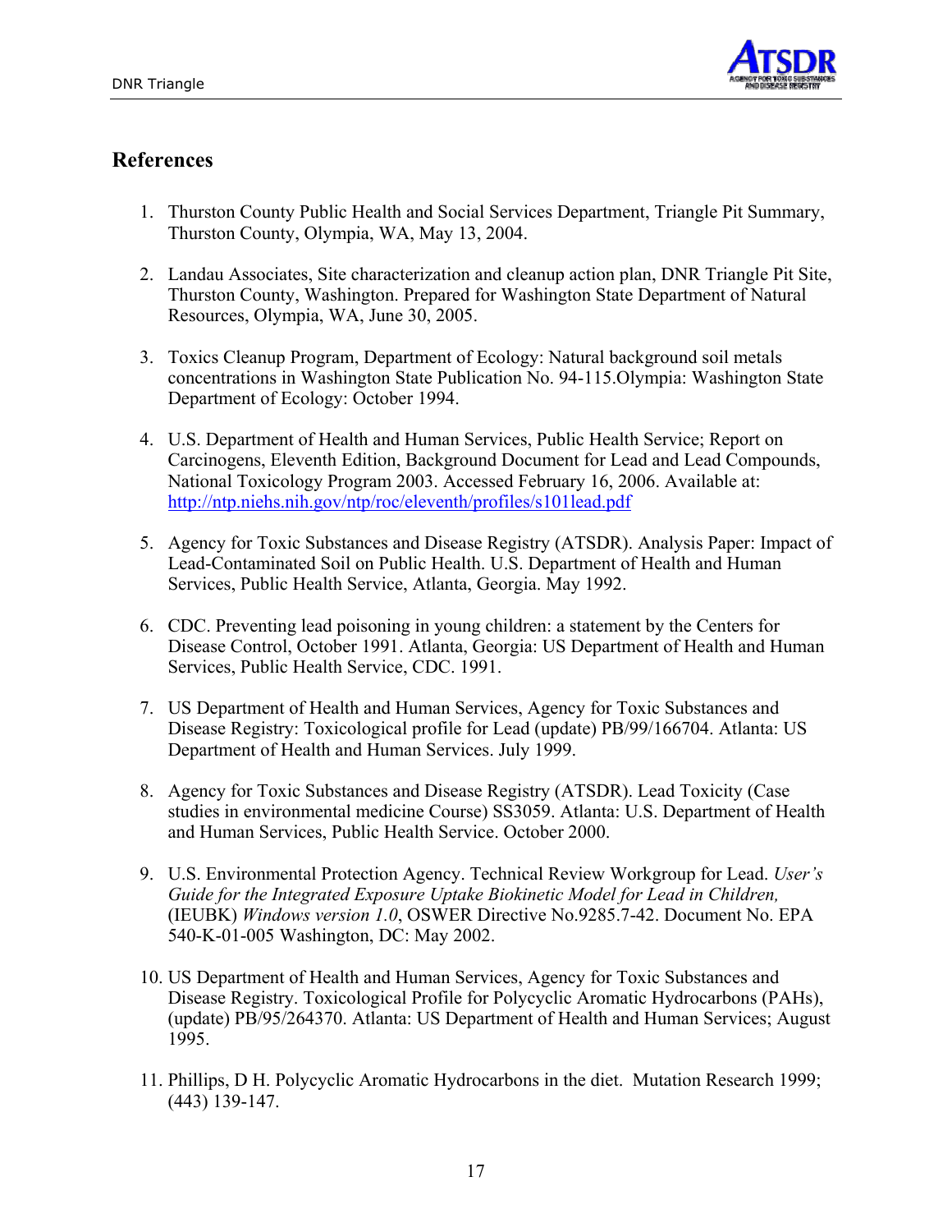## References

1. Thurston County Public Health and Social Services Department, Triangle Pit Summary, Thurston County, Olympia, WA, May 13, 2004.

2. Landau Associates, Site characterization and cleanup action plan, DNR Triangle Pit Site, Thurston County, Washington. Prepared for Washington State Department of Natural Resources, Olympia, WA, June 30, 2005.

3. Toxics Cleanup Program, Department of Ecology: Natural background soil metals concentrations in Washington State Publication No. 94-115.Olympia: Washington State Department of Ecology: October 1994.

4. U.S. Department of Health and Human Services, Public Health Service; Report on Carcinogens, Eleventh Edition, Background Document for Lead and Lead Compounds, National Toxicology Program 2003. Accessed February 16, 2006. Available at: http://ntp.niehs.nih.gov/ntp/roc/eleventh/profiles/s101lead.pdf

5. Agency for Toxic Substances and Disease Registry (ATSDR). Analysis Paper: Impact of Lead-Contaminated Soil on Public Health. U.S. Department of Health and Human Services, Public Health Service, Atlanta, Georgia. May 1992.

6. CDC. Preventing lead poisoning in young children: a statement by the Centers for Disease Control, October 1991. Atlanta, Georgia: US Department of Health and Human Services, Public Health Service, CDC. 1991.

7. US Department of Health and Human Services, Agency for Toxic Substances and Disease Registry: Toxicological profile for Lead (update) PB/99/166704. Atlanta: US Department of Health and Human Services. July 1999.

8. Agency for Toxic Substances and Disease Registry (ATSDR). Lead Toxicity (Case studies in environmental medicine Course) SS3059. Atlanta: U.S. Department of Health and Human Services, Public Health Service. October 2000.

9. U.S. Environmental Protection Agency. Technical Review Workgroup for Lead. *User's Guide for the Integrated Exposure Uptake Biokinetic Model for Lead in Children,* (IEUBK) *Windows version 1.0*, OSWER Directive No.9285.7-42. Document No. EPA 540-K-01-005 Washington, DC: May 2002.

10. US Department of Health and Human Services, Agency for Toxic Substances and Disease Registry. Toxicological Profile for Polycyclic Aromatic Hydrocarbons (PAHs), (update) PB/95/264370. Atlanta: US Department of Health and Human Services; August 1995.

11. Phillips, D H. Polycyclic Aromatic Hydrocarbons in the diet. Mutation Research 1999; (443) 139-147.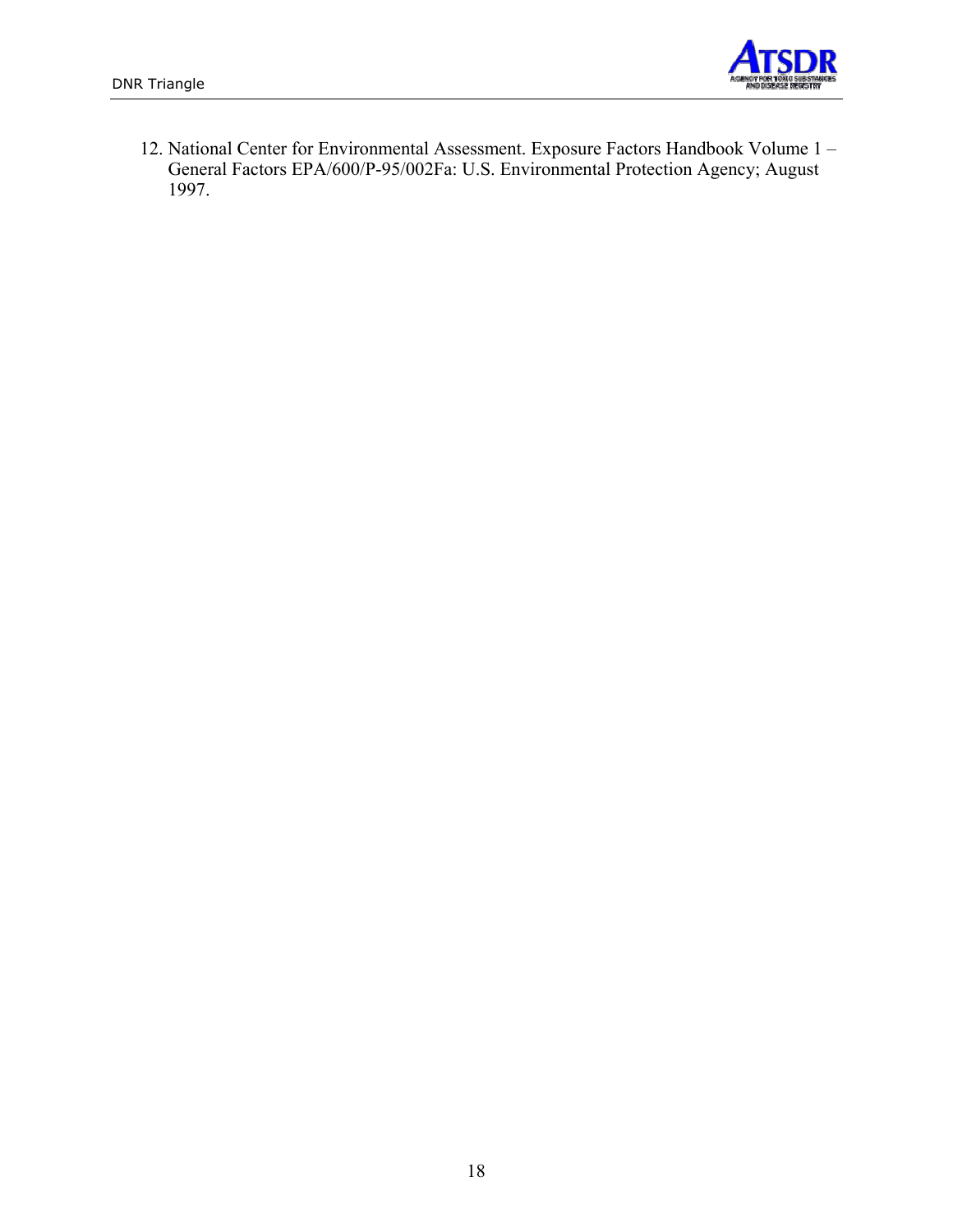12. National Center for Environmental Assessment. Exposure Factors Handbook Volume 1 – General Factors EPA/600/P-95/002Fa: U.S. Environmental Protection Agency; August 1997.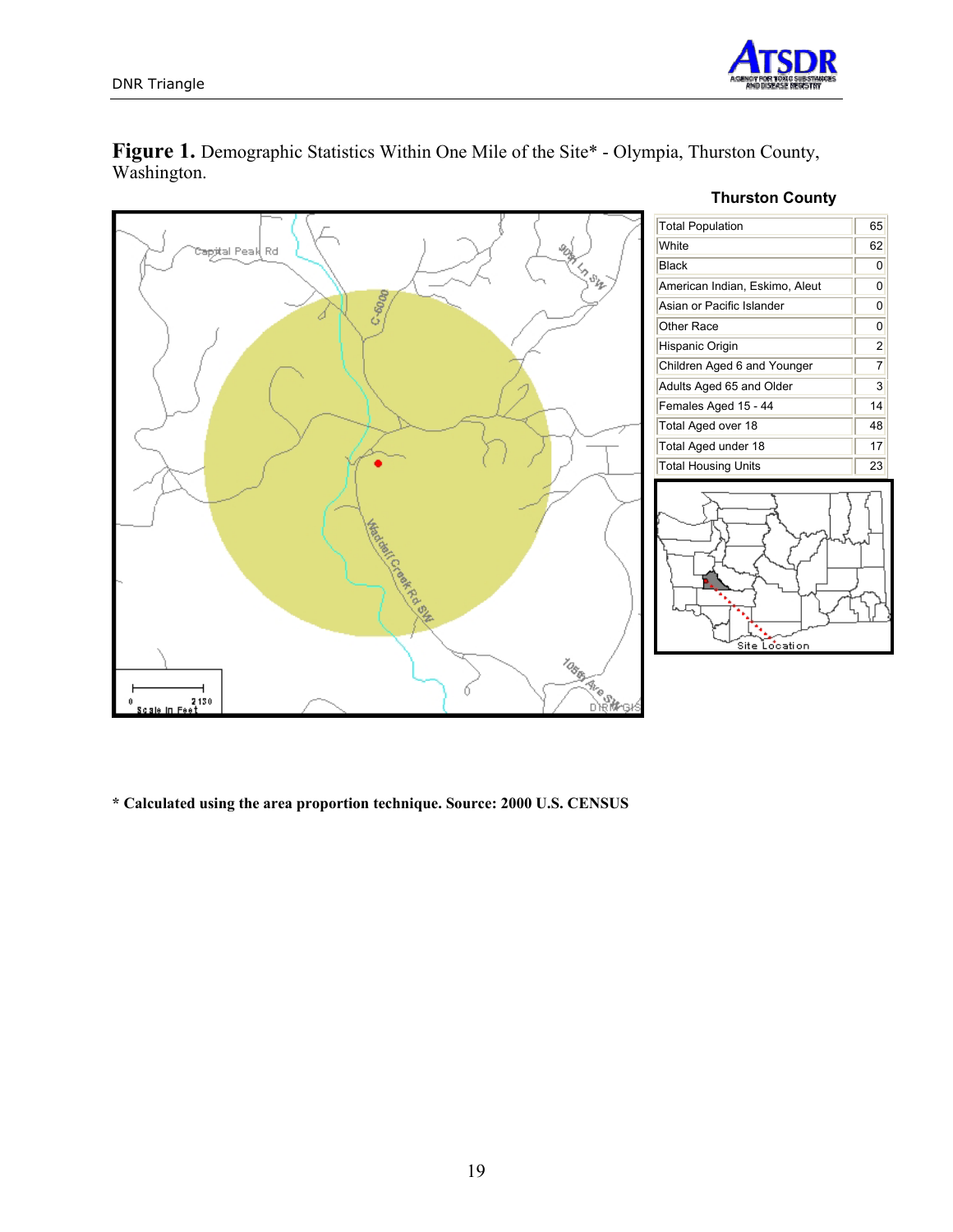**Figure 1.** Demographic Statistics Within One Mile of the Site* - Olympia, Thurston County, Washington.

**Thurston County**

| | |
|---|---|
| Total Population | 65 |
| White | 62 |
| Black | 0 |
| American Indian, Eskimo, Aleut | 0 |
| Asian or Pacific Islander | 0 |
| Other Race | 0 |
| Hispanic Origin | 2 |
| Children Aged 6 and Younger | 7 |
| Adults Aged 65 and Older | 3 |
| Females Aged 15 - 44 | 14 |
| Total Aged over 18 | 48 |
| Total Aged under 18 | 17 |
| Total Housing Units | 23 |

**\* Calculated using the area proportion technique. Source: 2000 U.S. CENSUS**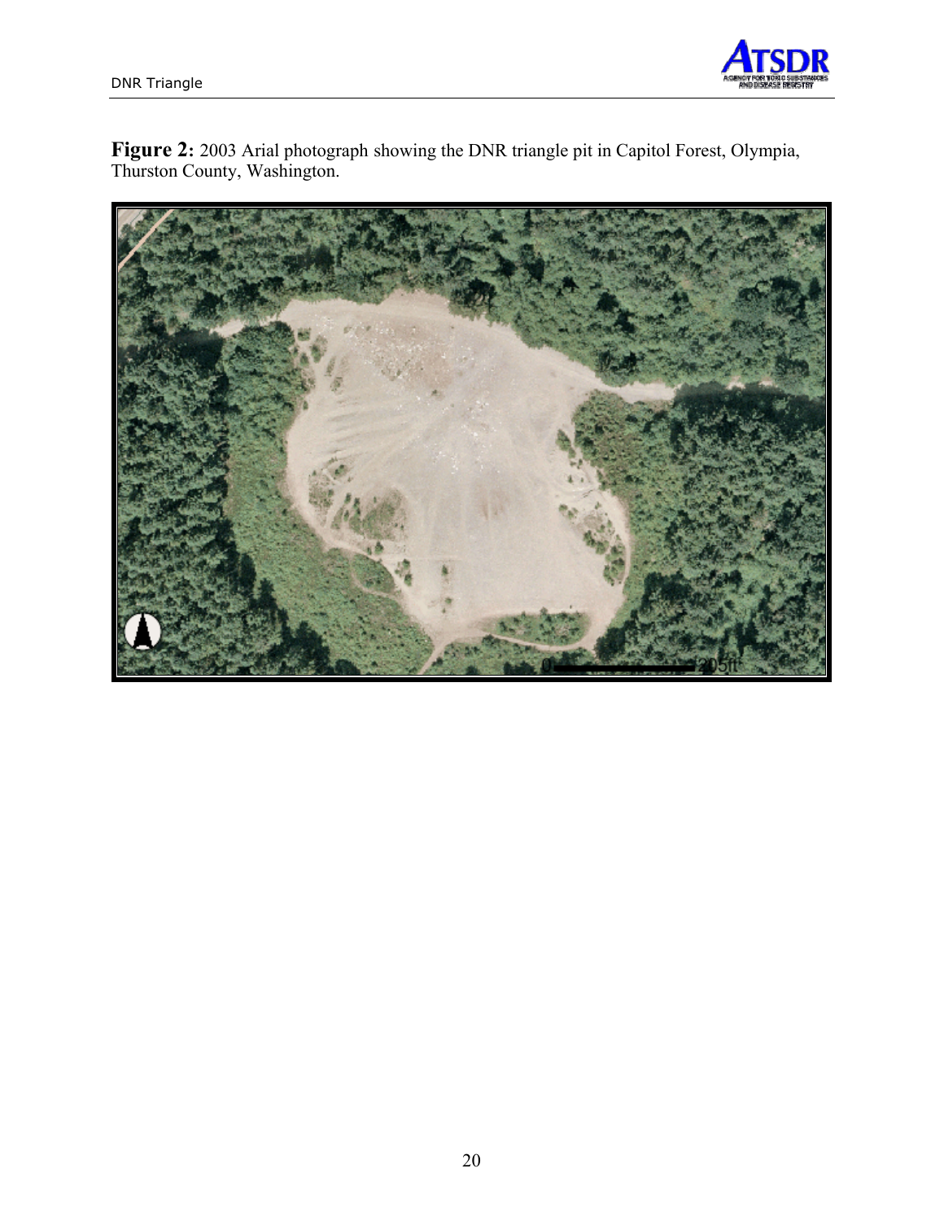**Figure 2:** 2003 Arial photograph showing the DNR triangle pit in Capitol Forest, Olympia, Thurston County, Washington.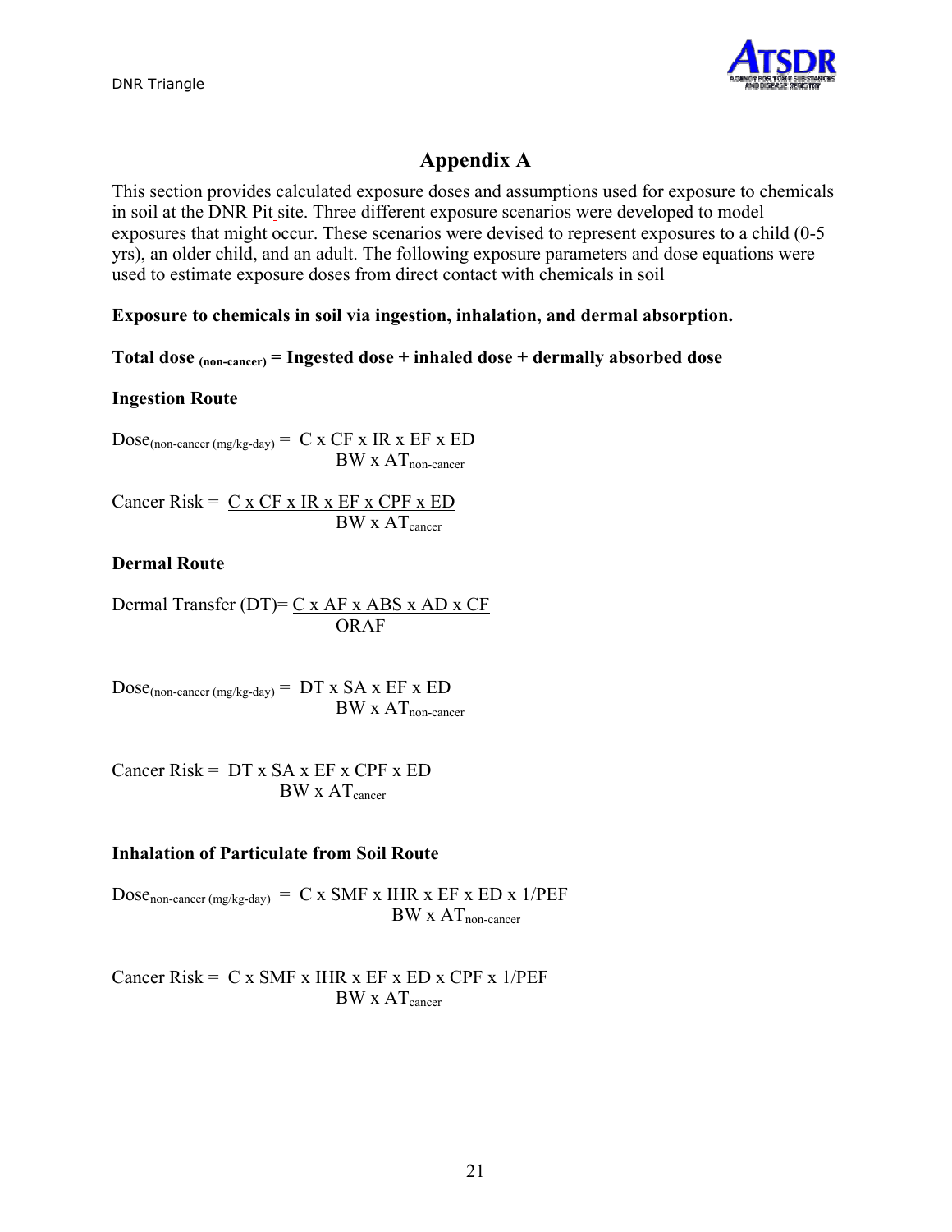# Appendix A

This section provides calculated exposure doses and assumptions used for exposure to chemicals in soil at the DNR Pit site. Three different exposure scenarios were developed to model exposures that might occur. These scenarios were devised to represent exposures to a child (0-5 yrs), an older child, and an adult. The following exposure parameters and dose equations were used to estimate exposure doses from direct contact with chemicals in soil

**Exposure to chemicals in soil via ingestion, inhalation, and dermal absorption.**

**Total dose $_{\text{(non-cancer)}}$ = Ingested dose + inhaled dose + dermally absorbed dose**

**Ingestion Route**

$$\text{Dose}_{\text{(non-cancer (mg/kg-day)}} = \frac{C \times CF \times IR \times EF \times ED}{BW \times AT_{\text{non-cancer}}}$$

$$\text{Cancer Risk} = \frac{C \times CF \times IR \times EF \times CPF \times ED}{BW \times AT_{\text{cancer}}}$$

**Dermal Route**

$$\text{Dermal Transfer (DT)} = \frac{C \times AF \times ABS \times AD \times CF}{ORAF}$$

$$\text{Dose}_{\text{(non-cancer (mg/kg-day)}} = \frac{DT \times SA \times EF \times ED}{BW \times AT_{\text{non-cancer}}}$$

$$\text{Cancer Risk} = \frac{DT \times SA \times EF \times CPF \times ED}{BW \times AT_{\text{cancer}}}$$

**Inhalation of Particulate from Soil Route**

$$\text{Dose}_{\text{non-cancer (mg/kg-day)}} = \frac{C \times SMF \times IHR \times EF \times ED \times 1/PEF}{BW \times AT_{\text{non-cancer}}}$$

$$\text{Cancer Risk} = \frac{C \times SMF \times IHR \times EF \times ED \times CPF \times 1/PEF}{BW \times AT_{\text{cancer}}}$$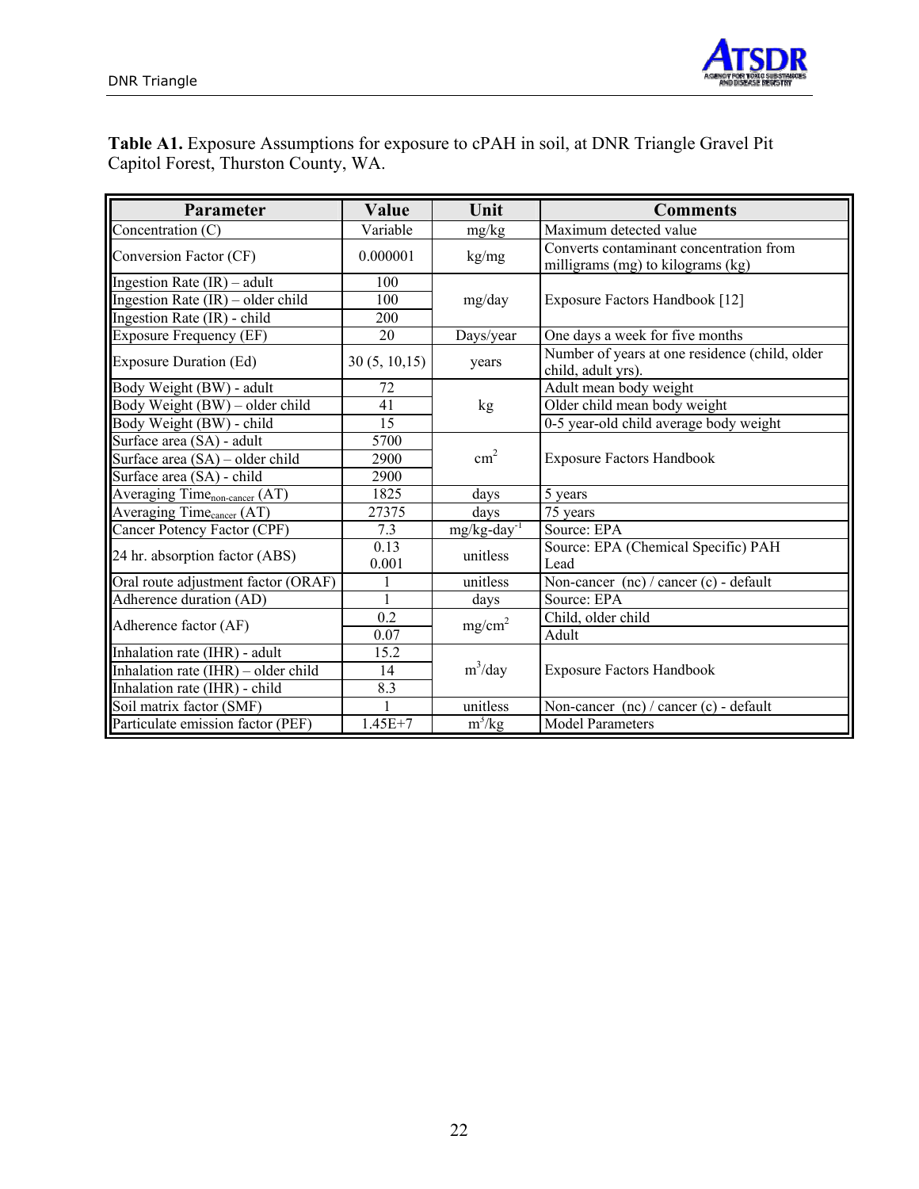**Table A1.** Exposure Assumptions for exposure to cPAH in soil, at DNR Triangle Gravel Pit Capitol Forest, Thurston County, WA.

| Parameter | Value | Unit | Comments |
|---|---|---|---|
| Concentration (C) | Variable | mg/kg | Maximum detected value |
| Conversion Factor (CF) | 0.000001 | kg/mg | Converts contaminant concentration from milligrams (mg) to kilograms (kg) |
| Ingestion Rate (IR) – adult | 100 | mg/day | Exposure Factors Handbook [12] |
| Ingestion Rate (IR) – older child | 100 | | |
| Ingestion Rate (IR) - child | 200 | | |
| Exposure Frequency (EF) | 20 | Days/year | One days a week for five months |
| Exposure Duration (Ed) | 30 (5, 10,15) | years | Number of years at one residence (child, older child, adult yrs). |
| Body Weight (BW) - adult | 72 | kg | Adult mean body weight |
| Body Weight (BW) – older child | 41 | | Older child mean body weight |
| Body Weight (BW) - child | 15 | | 0-5 year-old child average body weight |
| Surface area (SA) - adult | 5700 | $cm^2$ | Exposure Factors Handbook |
| Surface area (SA) – older child | 2900 | | |
| Surface area (SA) - child | 2900 | | |
| Averaging Time$_{non\text{-}cancer}$ (AT) | 1825 | days | 5 years |
| Averaging Time$_{cancer}$ (AT) | 27375 | days | 75 years |
| Cancer Potency Factor (CPF) | 7.3 | mg/kg-day$^{-1}$ | Source: EPA |
| 24 hr. absorption factor (ABS) | 0.13<br>0.001 | unitless | Source: EPA (Chemical Specific) PAH<br>Lead |
| Oral route adjustment factor (ORAF) | 1 | unitless | Non-cancer (nc) / cancer (c) - default |
| Adherence duration (AD) | 1 | days | Source: EPA |
| Adherence factor (AF) | 0.2 | $mg/cm^2$ | Child, older child |
| | 0.07 | | Adult |
| Inhalation rate (IHR) - adult | 15.2 | $m^3$/day | Exposure Factors Handbook |
| Inhalation rate (IHR) – older child | 14 | | |
| Inhalation rate (IHR) - child | 8.3 | | |
| Soil matrix factor (SMF) | 1 | unitless | Non-cancer (nc) / cancer (c) - default |
| Particulate emission factor (PEF) | 1.45E+7 | $m^3$/kg | Model Parameters |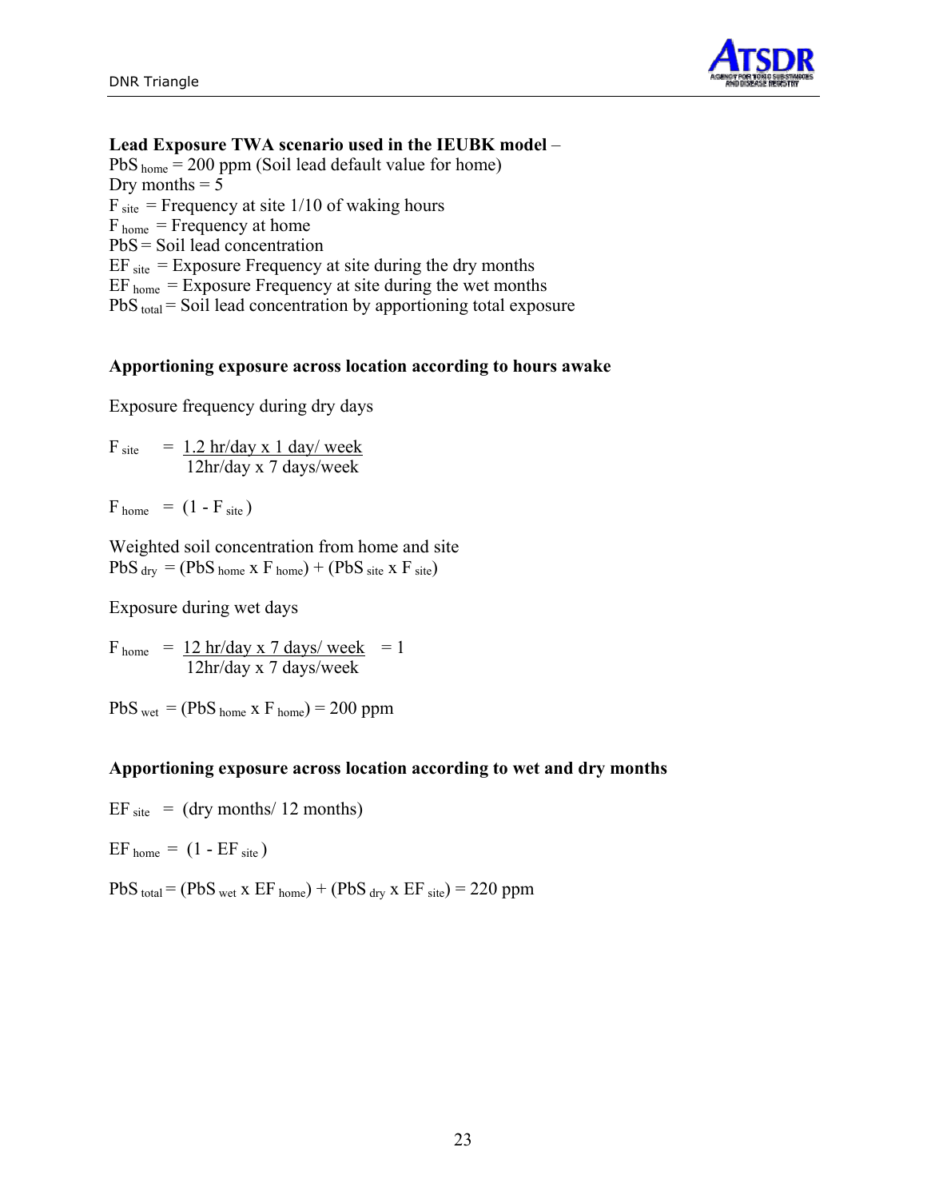**Lead Exposure TWA scenario used in the IEUBK model** –

$PbS_{home}$ = 200 ppm (Soil lead default value for home)
Dry months = 5
$F_{site}$ = Frequency at site 1/10 of waking hours
$F_{home}$ = Frequency at home
$PbS$ = Soil lead concentration
$EF_{site}$ = Exposure Frequency at site during the dry months
$EF_{home}$ = Exposure Frequency at site during the wet months
$PbS_{total}$ = Soil lead concentration by apportioning total exposure

**Apportioning exposure across location according to hours awake**

Exposure frequency during dry days

$$F_{site} = \frac{1.2\ \text{hr/day} \times 1\ \text{day/ week}}{12\text{hr/day} \times 7\ \text{days/week}}$$

$$F_{home} = (1 - F_{site})$$

Weighted soil concentration from home and site

$$PbS_{dry} = (PbS_{home} \times F_{home}) + (PbS_{site} \times F_{site})$$

Exposure during wet days

$$F_{home} = \frac{12\ \text{hr/day} \times 7\ \text{days/ week}}{12\text{hr/day} \times 7\ \text{days/week}} = 1$$

$$PbS_{wet} = (PbS_{home} \times F_{home}) = 200\ \text{ppm}$$

**Apportioning exposure across location according to wet and dry months**

$$EF_{site} = (\text{dry months}/\ 12\ \text{months})$$

$$EF_{home} = (1 - EF_{site})$$

$$PbS_{total} = (PbS_{wet} \times EF_{home}) + (PbS_{dry} \times EF_{site}) = 220\ \text{ppm}$$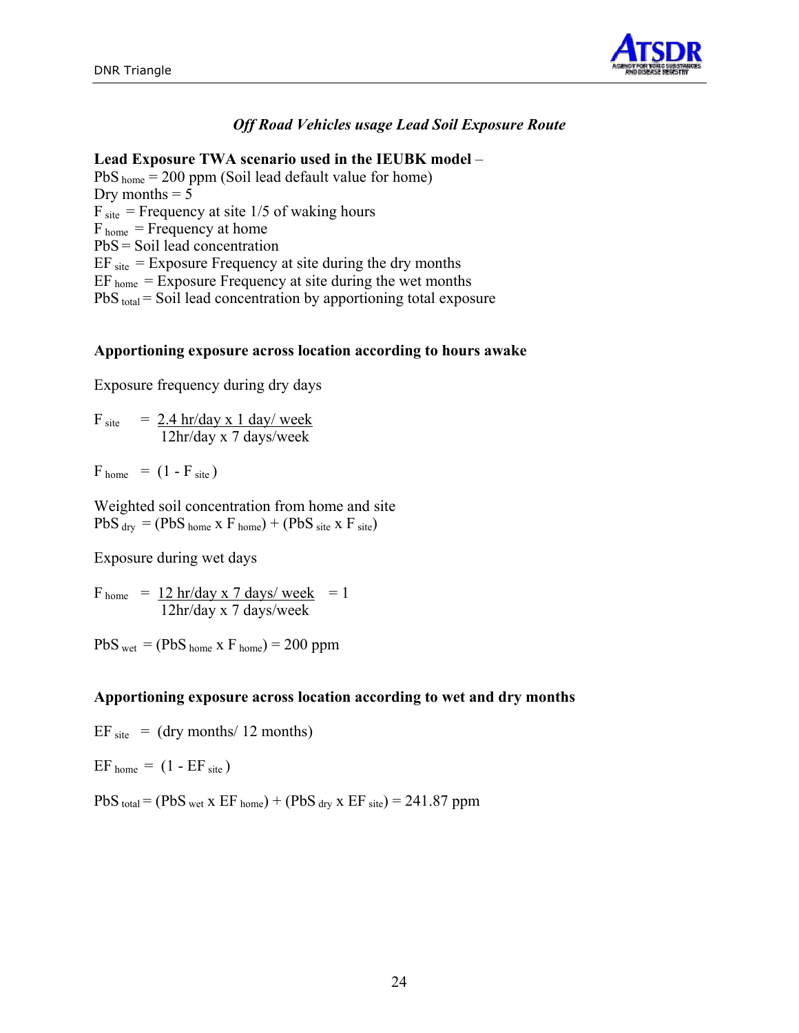*Off Road Vehicles usage Lead Soil Exposure Route*

**Lead Exposure TWA scenario used in the IEUBK model** –
$PbS_{home}$ = 200 ppm (Soil lead default value for home)
Dry months = 5
$F_{site}$ = Frequency at site 1/5 of waking hours
$F_{home}$ = Frequency at home
PbS = Soil lead concentration
$EF_{site}$ = Exposure Frequency at site during the dry months
$EF_{home}$ = Exposure Frequency at site during the wet months
$PbS_{total}$ = Soil lead concentration by apportioning total exposure

**Apportioning exposure across location according to hours awake**

Exposure frequency during dry days

$$F_{site} = \frac{2.4 \text{ hr/day x 1 day/ week}}{12\text{hr/day x 7 days/week}}$$

$$F_{home} = (1 - F_{site})$$

Weighted soil concentration from home and site

$$PbS_{dry} = (PbS_{home} \text{ x } F_{home}) + (PbS_{site} \text{ x } F_{site})$$

Exposure during wet days

$$F_{home} = \frac{12 \text{ hr/day x 7 days/ week}}{12\text{hr/day x 7 days/week}} = 1$$

$$PbS_{wet} = (PbS_{home} \text{ x } F_{home}) = 200 \text{ ppm}$$

**Apportioning exposure across location according to wet and dry months**

$$EF_{site} = (\text{dry months/ 12 months})$$

$$EF_{home} = (1 - EF_{site})$$

$$PbS_{total} = (PbS_{wet} \text{ x } EF_{home}) + (PbS_{dry} \text{ x } EF_{site}) = 241.87 \text{ ppm}$$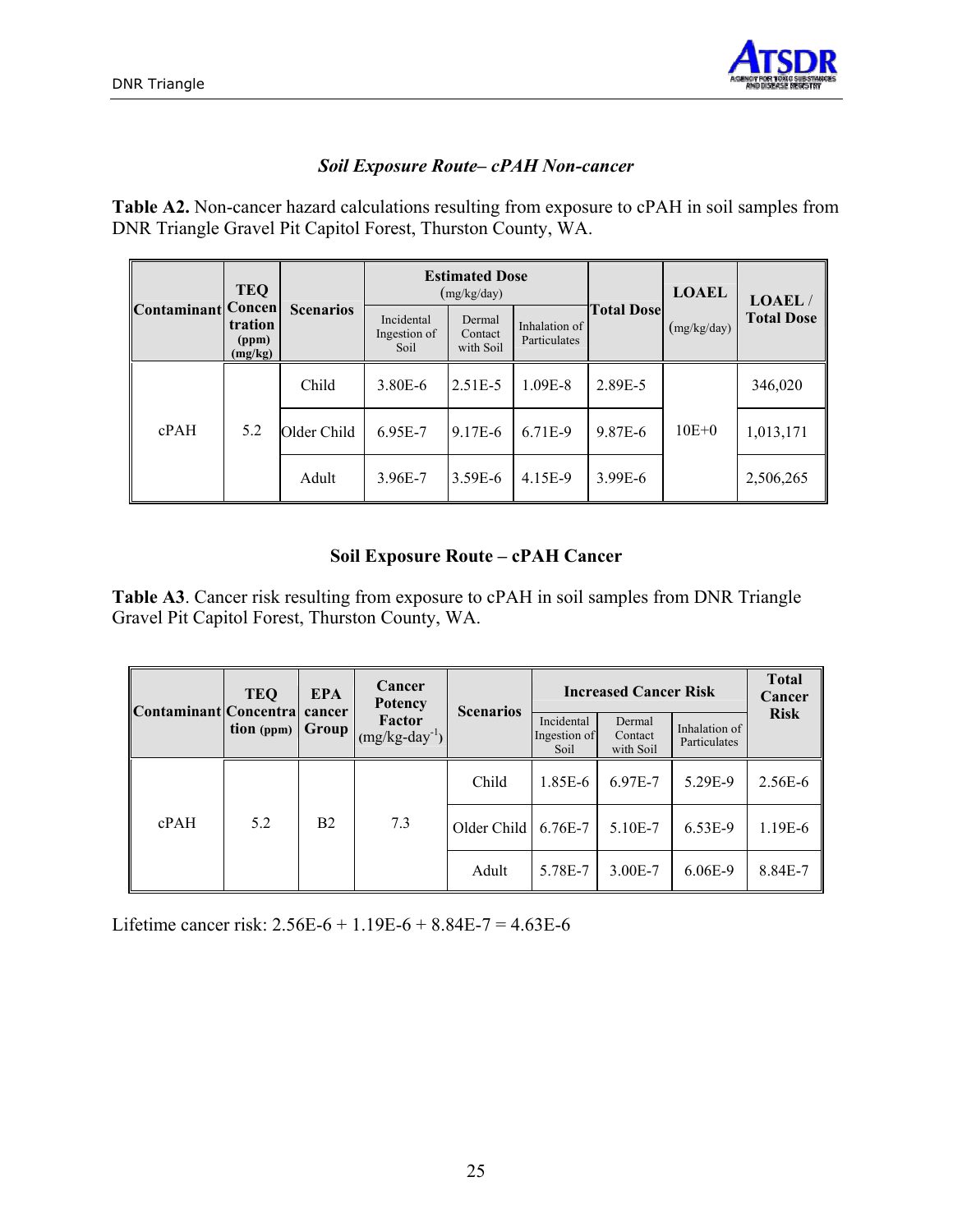### *Soil Exposure Route– cPAH Non-cancer*

**Table A2.** Non-cancer hazard calculations resulting from exposure to cPAH in soil samples from DNR Triangle Gravel Pit Capitol Forest, Thurston County, WA.

| Contaminant | TEQ Concentration (ppm) (mg/kg) | Scenarios | Estimated Dose (mg/kg/day) | | | Total Dose | LOAEL (mg/kg/day) | LOAEL / Total Dose |
|---|---|---|---|---|---|---|---|---|
| | | | Incidental Ingestion of Soil | Dermal Contact with Soil | Inhalation of Particulates | | | |
| cPAH | 5.2 | Child | 3.80E-6 | 2.51E-5 | 1.09E-8 | 2.89E-5 | 10E+0 | 346,020 |
| | | Older Child | 6.95E-7 | 9.17E-6 | 6.71E-9 | 9.87E-6 | | 1,013,171 |
| | | Adult | 3.96E-7 | 3.59E-6 | 4.15E-9 | 3.99E-6 | | 2,506,265 |

### **Soil Exposure Route – cPAH Cancer**

**Table A3**. Cancer risk resulting from exposure to cPAH in soil samples from DNR Triangle Gravel Pit Capitol Forest, Thurston County, WA.

| Contaminant | TEQ Concentration (ppm) | EPA cancer Group | Cancer Potency Factor (mg/kg-day$^{-1}$) | Scenarios | Increased Cancer Risk | | | Total Cancer Risk |
|---|---|---|---|---|---|---|---|---|
| | | | | | Incidental Ingestion of Soil | Dermal Contact with Soil | Inhalation of Particulates | |
| cPAH | 5.2 | B2 | 7.3 | Child | 1.85E-6 | 6.97E-7 | 5.29E-9 | 2.56E-6 |
| | | | | Older Child | 6.76E-7 | 5.10E-7 | 6.53E-9 | 1.19E-6 |
| | | | | Adult | 5.78E-7 | 3.00E-7 | 6.06E-9 | 8.84E-7 |

Lifetime cancer risk: 2.56E-6 + 1.19E-6 + 8.84E-7 = 4.63E-6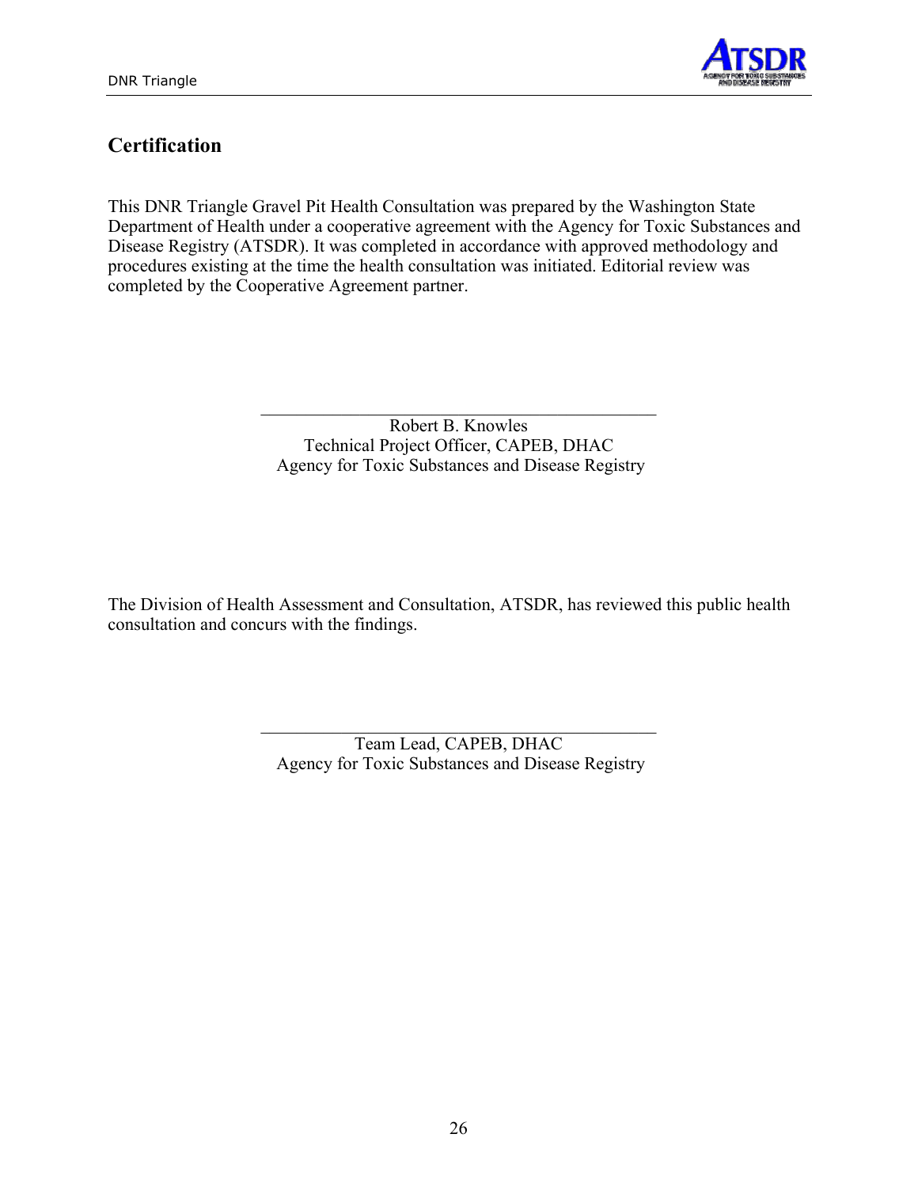## Certification

This DNR Triangle Gravel Pit Health Consultation was prepared by the Washington State Department of Health under a cooperative agreement with the Agency for Toxic Substances and Disease Registry (ATSDR). It was completed in accordance with approved methodology and procedures existing at the time the health consultation was initiated. Editorial review was completed by the Cooperative Agreement partner.

\_\_\_\_\_\_\_\_\_\_\_\_\_\_\_\_\_\_\_\_\_\_\_\_\_\_\_\_\_\_\_\_\_\_\_\_\_\_\_\_\_\_\_\_

Robert B. Knowles
Technical Project Officer, CAPEB, DHAC
Agency for Toxic Substances and Disease Registry

The Division of Health Assessment and Consultation, ATSDR, has reviewed this public health consultation and concurs with the findings.

\_\_\_\_\_\_\_\_\_\_\_\_\_\_\_\_\_\_\_\_\_\_\_\_\_\_\_\_\_\_\_\_\_\_\_\_\_\_\_\_\_\_\_\_

Team Lead, CAPEB, DHAC
Agency for Toxic Substances and Disease Registry